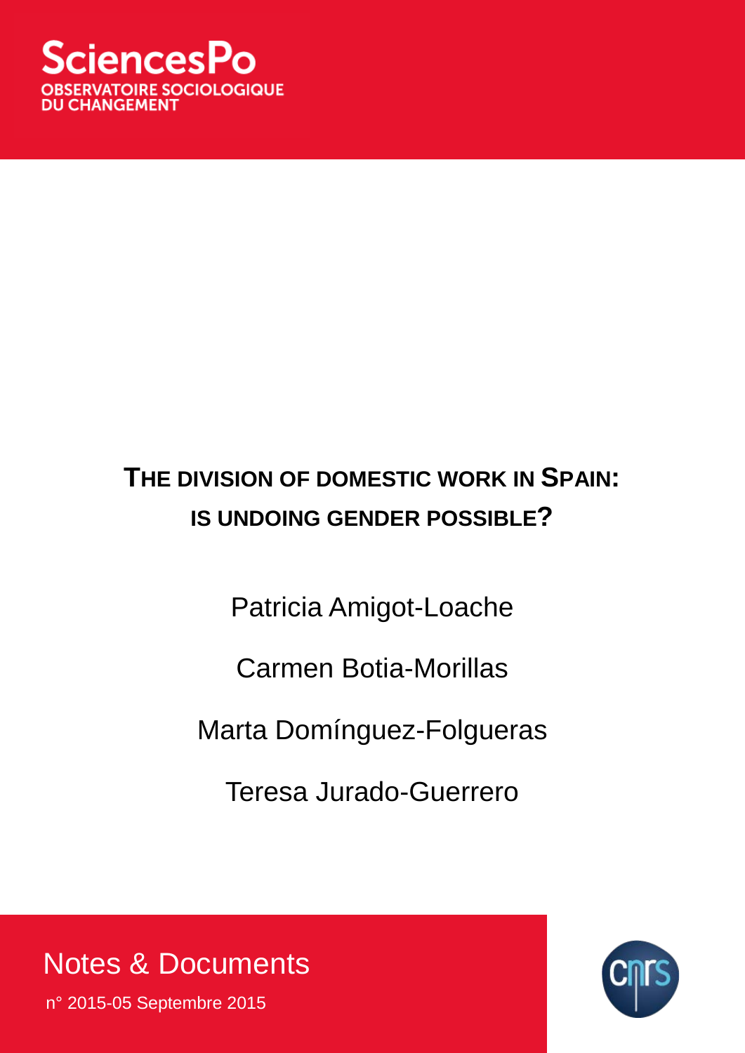SciencesPo
OBSERVATOIRE SOCIOLOGIQUE
DU CHANGEMENT

# THE DIVISION OF DOMESTIC WORK IN SPAIN: IS UNDOING GENDER POSSIBLE?

Patricia Amigot-Loache

Carmen Botia-Morillas

Marta Domínguez-Folgueras

Teresa Jurado-Guerrero

Notes & Documents

n° 2015-05 Septembre 2015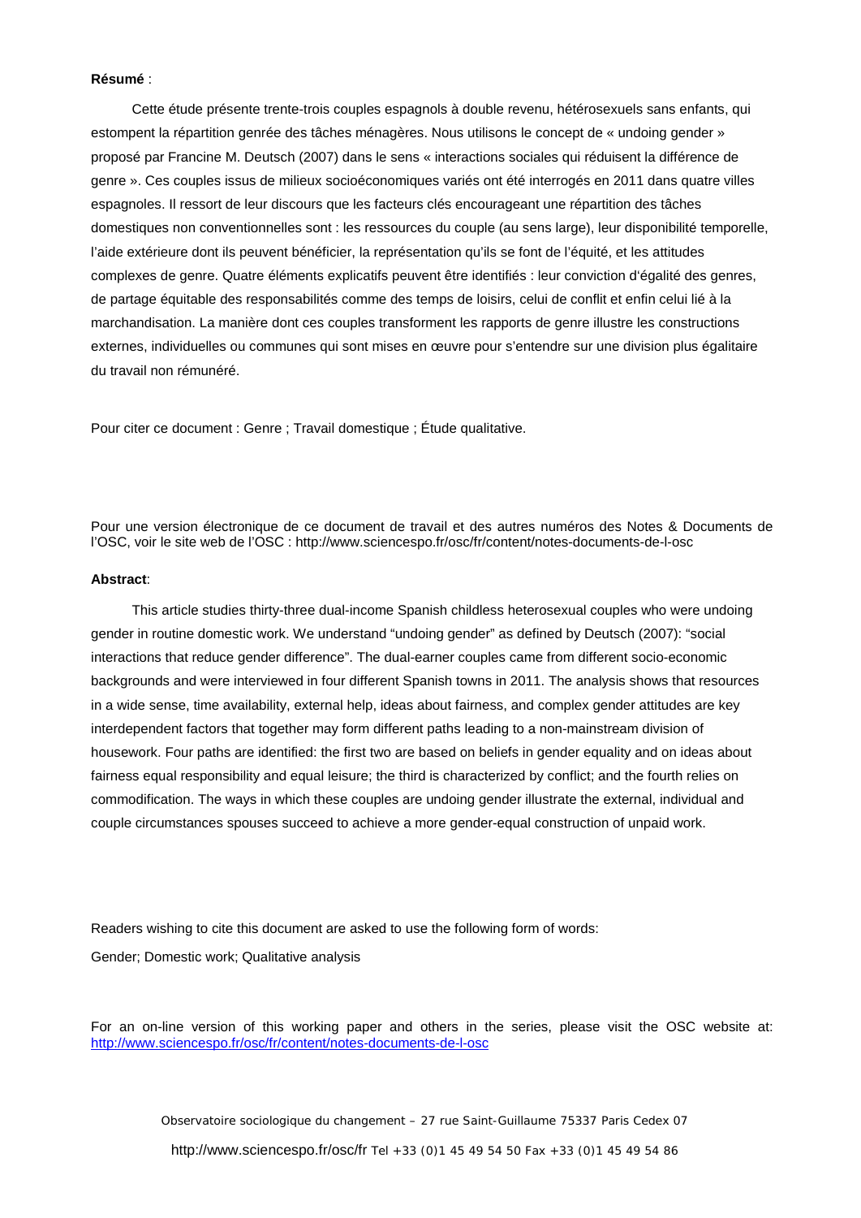**Résumé** :

Cette étude présente trente-trois couples espagnols à double revenu, hétérosexuels sans enfants, qui estompent la répartition genrée des tâches ménagères. Nous utilisons le concept de « undoing gender » proposé par Francine M. Deutsch (2007) dans le sens « interactions sociales qui réduisent la différence de genre ». Ces couples issus de milieux socioéconomiques variés ont été interrogés en 2011 dans quatre villes espagnoles. Il ressort de leur discours que les facteurs clés encourageant une répartition des tâches domestiques non conventionnelles sont : les ressources du couple (au sens large), leur disponibilité temporelle, l'aide extérieure dont ils peuvent bénéficier, la représentation qu'ils se font de l'équité, et les attitudes complexes de genre. Quatre éléments explicatifs peuvent être identifiés : leur conviction d'égalité des genres, de partage équitable des responsabilités comme des temps de loisirs, celui de conflit et enfin celui lié à la marchandisation. La manière dont ces couples transforment les rapports de genre illustre les constructions externes, individuelles ou communes qui sont mises en œuvre pour s'entendre sur une division plus égalitaire du travail non rémunéré.

Pour citer ce document : Genre ; Travail domestique ; Étude qualitative.

Pour une version électronique de ce document de travail et des autres numéros des Notes & Documents de l'OSC, voir le site web de l'OSC : http://www.sciencespo.fr/osc/fr/content/notes-documents-de-l-osc

**Abstract**:

This article studies thirty-three dual-income Spanish childless heterosexual couples who were undoing gender in routine domestic work. We understand "undoing gender" as defined by Deutsch (2007): "social interactions that reduce gender difference". The dual-earner couples came from different socio-economic backgrounds and were interviewed in four different Spanish towns in 2011. The analysis shows that resources in a wide sense, time availability, external help, ideas about fairness, and complex gender attitudes are key interdependent factors that together may form different paths leading to a non-mainstream division of housework. Four paths are identified: the first two are based on beliefs in gender equality and on ideas about fairness equal responsibility and equal leisure; the third is characterized by conflict; and the fourth relies on commodification. The ways in which these couples are undoing gender illustrate the external, individual and couple circumstances spouses succeed to achieve a more gender-equal construction of unpaid work.

Readers wishing to cite this document are asked to use the following form of words:

Gender; Domestic work; Qualitative analysis

For an on-line version of this working paper and others in the series, please visit the OSC website at: http://www.sciencespo.fr/osc/fr/content/notes-documents-de-l-osc

Observatoire sociologique du changement – 27 rue Saint-Guillaume 75337 Paris Cedex 07

http://www.sciencespo.fr/osc/fr Tel +33 (0)1 45 49 54 50 Fax +33 (0)1 45 49 54 86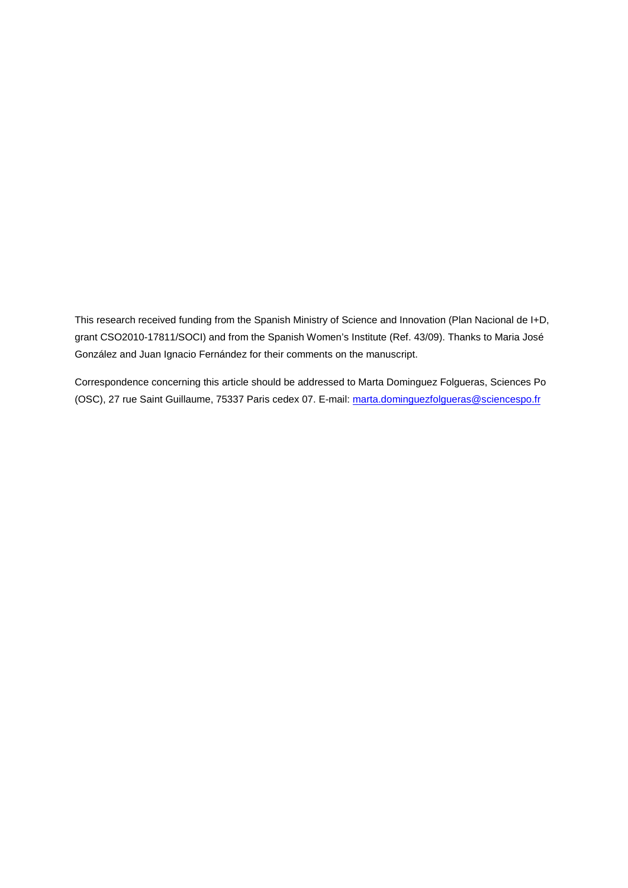This research received funding from the Spanish Ministry of Science and Innovation (Plan Nacional de I+D, grant CSO2010-17811/SOCI) and from the Spanish Women's Institute (Ref. 43/09). Thanks to Maria José González and Juan Ignacio Fernández for their comments on the manuscript.

Correspondence concerning this article should be addressed to Marta Dominguez Folgueras, Sciences Po (OSC), 27 rue Saint Guillaume, 75337 Paris cedex 07. E-mail: marta.dominguezfolgueras@sciencespo.fr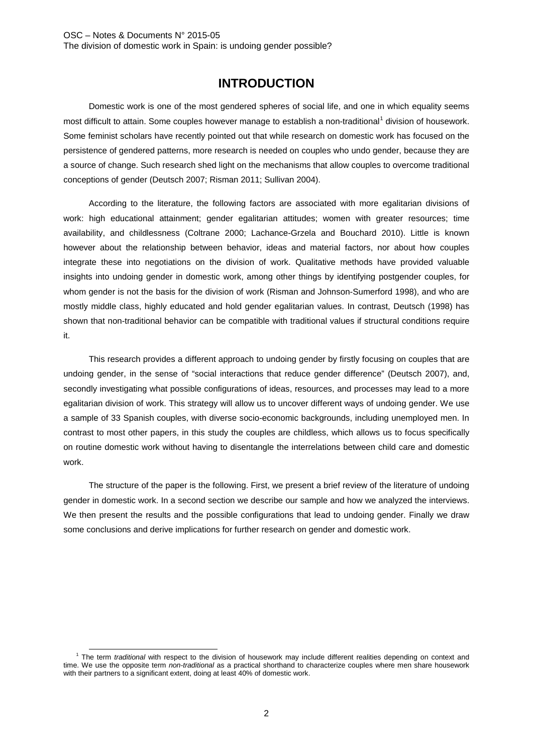# INTRODUCTION

Domestic work is one of the most gendered spheres of social life, and one in which equality seems most difficult to attain. Some couples however manage to establish a non-traditional[1] division of housework. Some feminist scholars have recently pointed out that while research on domestic work has focused on the persistence of gendered patterns, more research is needed on couples who undo gender, because they are a source of change. Such research shed light on the mechanisms that allow couples to overcome traditional conceptions of gender (Deutsch 2007; Risman 2011; Sullivan 2004).

According to the literature, the following factors are associated with more egalitarian divisions of work: high educational attainment; gender egalitarian attitudes; women with greater resources; time availability, and childlessness (Coltrane 2000; Lachance-Grzela and Bouchard 2010). Little is known however about the relationship between behavior, ideas and material factors, nor about how couples integrate these into negotiations on the division of work. Qualitative methods have provided valuable insights into undoing gender in domestic work, among other things by identifying postgender couples, for whom gender is not the basis for the division of work (Risman and Johnson-Sumerford 1998), and who are mostly middle class, highly educated and hold gender egalitarian values. In contrast, Deutsch (1998) has shown that non-traditional behavior can be compatible with traditional values if structural conditions require it.

This research provides a different approach to undoing gender by firstly focusing on couples that are undoing gender, in the sense of "social interactions that reduce gender difference" (Deutsch 2007), and, secondly investigating what possible configurations of ideas, resources, and processes may lead to a more egalitarian division of work. This strategy will allow us to uncover different ways of undoing gender. We use a sample of 33 Spanish couples, with diverse socio-economic backgrounds, including unemployed men. In contrast to most other papers, in this study the couples are childless, which allows us to focus specifically on routine domestic work without having to disentangle the interrelations between child care and domestic work.

The structure of the paper is the following. First, we present a brief review of the literature of undoing gender in domestic work. In a second section we describe our sample and how we analyzed the interviews. We then present the results and the possible configurations that lead to undoing gender. Finally we draw some conclusions and derive implications for further research on gender and domestic work.

[1] The term *traditional* with respect to the division of housework may include different realities depending on context and time. We use the opposite term *non-traditional* as a practical shorthand to characterize couples where men share housework with their partners to a significant extent, doing at least 40% of domestic work.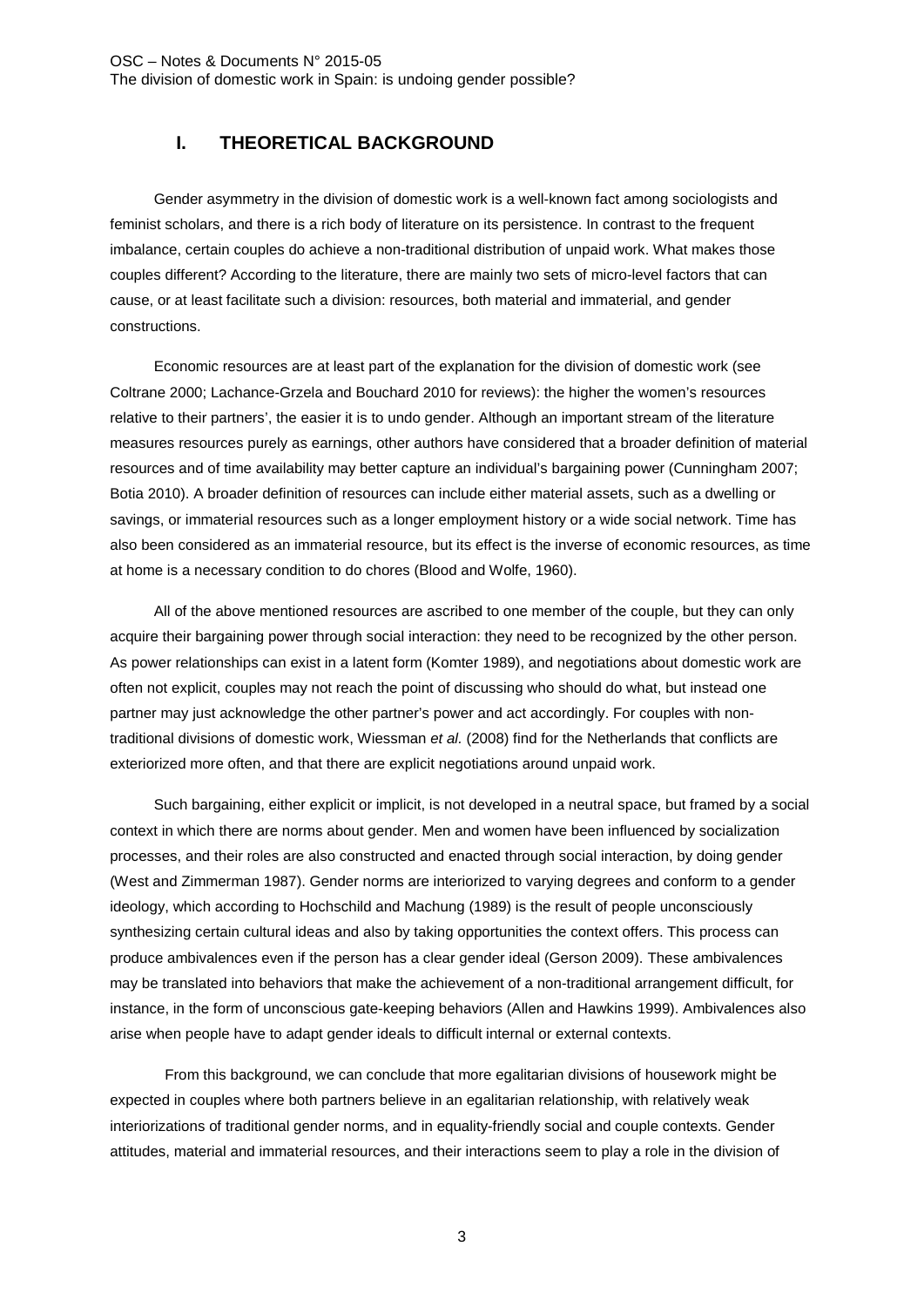# I. THEORETICAL BACKGROUND

Gender asymmetry in the division of domestic work is a well-known fact among sociologists and feminist scholars, and there is a rich body of literature on its persistence. In contrast to the frequent imbalance, certain couples do achieve a non-traditional distribution of unpaid work. What makes those couples different? According to the literature, there are mainly two sets of micro-level factors that can cause, or at least facilitate such a division: resources, both material and immaterial, and gender constructions.

Economic resources are at least part of the explanation for the division of domestic work (see Coltrane 2000; Lachance-Grzela and Bouchard 2010 for reviews): the higher the women's resources relative to their partners', the easier it is to undo gender. Although an important stream of the literature measures resources purely as earnings, other authors have considered that a broader definition of material resources and of time availability may better capture an individual's bargaining power (Cunningham 2007; Botia 2010). A broader definition of resources can include either material assets, such as a dwelling or savings, or immaterial resources such as a longer employment history or a wide social network. Time has also been considered as an immaterial resource, but its effect is the inverse of economic resources, as time at home is a necessary condition to do chores (Blood and Wolfe, 1960).

All of the above mentioned resources are ascribed to one member of the couple, but they can only acquire their bargaining power through social interaction: they need to be recognized by the other person. As power relationships can exist in a latent form (Komter 1989), and negotiations about domestic work are often not explicit, couples may not reach the point of discussing who should do what, but instead one partner may just acknowledge the other partner's power and act accordingly. For couples with non-traditional divisions of domestic work, Wiessman *et al.* (2008) find for the Netherlands that conflicts are exteriorized more often, and that there are explicit negotiations around unpaid work.

Such bargaining, either explicit or implicit, is not developed in a neutral space, but framed by a social context in which there are norms about gender. Men and women have been influenced by socialization processes, and their roles are also constructed and enacted through social interaction, by doing gender (West and Zimmerman 1987). Gender norms are interiorized to varying degrees and conform to a gender ideology, which according to Hochschild and Machung (1989) is the result of people unconsciously synthesizing certain cultural ideas and also by taking opportunities the context offers. This process can produce ambivalences even if the person has a clear gender ideal (Gerson 2009). These ambivalences may be translated into behaviors that make the achievement of a non-traditional arrangement difficult, for instance, in the form of unconscious gate-keeping behaviors (Allen and Hawkins 1999). Ambivalences also arise when people have to adapt gender ideals to difficult internal or external contexts.

From this background, we can conclude that more egalitarian divisions of housework might be expected in couples where both partners believe in an egalitarian relationship, with relatively weak interiorizations of traditional gender norms, and in equality-friendly social and couple contexts. Gender attitudes, material and immaterial resources, and their interactions seem to play a role in the division of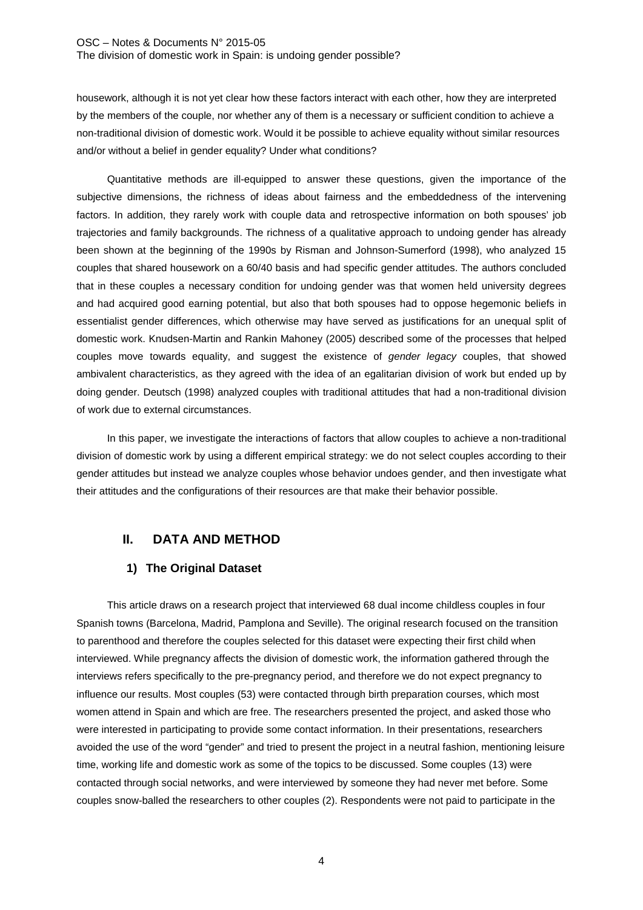housework, although it is not yet clear how these factors interact with each other, how they are interpreted by the members of the couple, nor whether any of them is a necessary or sufficient condition to achieve a non-traditional division of domestic work. Would it be possible to achieve equality without similar resources and/or without a belief in gender equality? Under what conditions?

Quantitative methods are ill-equipped to answer these questions, given the importance of the subjective dimensions, the richness of ideas about fairness and the embeddedness of the intervening factors. In addition, they rarely work with couple data and retrospective information on both spouses' job trajectories and family backgrounds. The richness of a qualitative approach to undoing gender has already been shown at the beginning of the 1990s by Risman and Johnson-Sumerford (1998), who analyzed 15 couples that shared housework on a 60/40 basis and had specific gender attitudes. The authors concluded that in these couples a necessary condition for undoing gender was that women held university degrees and had acquired good earning potential, but also that both spouses had to oppose hegemonic beliefs in essentialist gender differences, which otherwise may have served as justifications for an unequal split of domestic work. Knudsen-Martin and Rankin Mahoney (2005) described some of the processes that helped couples move towards equality, and suggest the existence of *gender legacy* couples, that showed ambivalent characteristics, as they agreed with the idea of an egalitarian division of work but ended up by doing gender. Deutsch (1998) analyzed couples with traditional attitudes that had a non-traditional division of work due to external circumstances.

In this paper, we investigate the interactions of factors that allow couples to achieve a non-traditional division of domestic work by using a different empirical strategy: we do not select couples according to their gender attitudes but instead we analyze couples whose behavior undoes gender, and then investigate what their attitudes and the configurations of their resources are that make their behavior possible.

## II. DATA AND METHOD

### 1) The Original Dataset

This article draws on a research project that interviewed 68 dual income childless couples in four Spanish towns (Barcelona, Madrid, Pamplona and Seville). The original research focused on the transition to parenthood and therefore the couples selected for this dataset were expecting their first child when interviewed. While pregnancy affects the division of domestic work, the information gathered through the interviews refers specifically to the pre-pregnancy period, and therefore we do not expect pregnancy to influence our results. Most couples (53) were contacted through birth preparation courses, which most women attend in Spain and which are free. The researchers presented the project, and asked those who were interested in participating to provide some contact information. In their presentations, researchers avoided the use of the word "gender" and tried to present the project in a neutral fashion, mentioning leisure time, working life and domestic work as some of the topics to be discussed. Some couples (13) were contacted through social networks, and were interviewed by someone they had never met before. Some couples snow-balled the researchers to other couples (2). Respondents were not paid to participate in the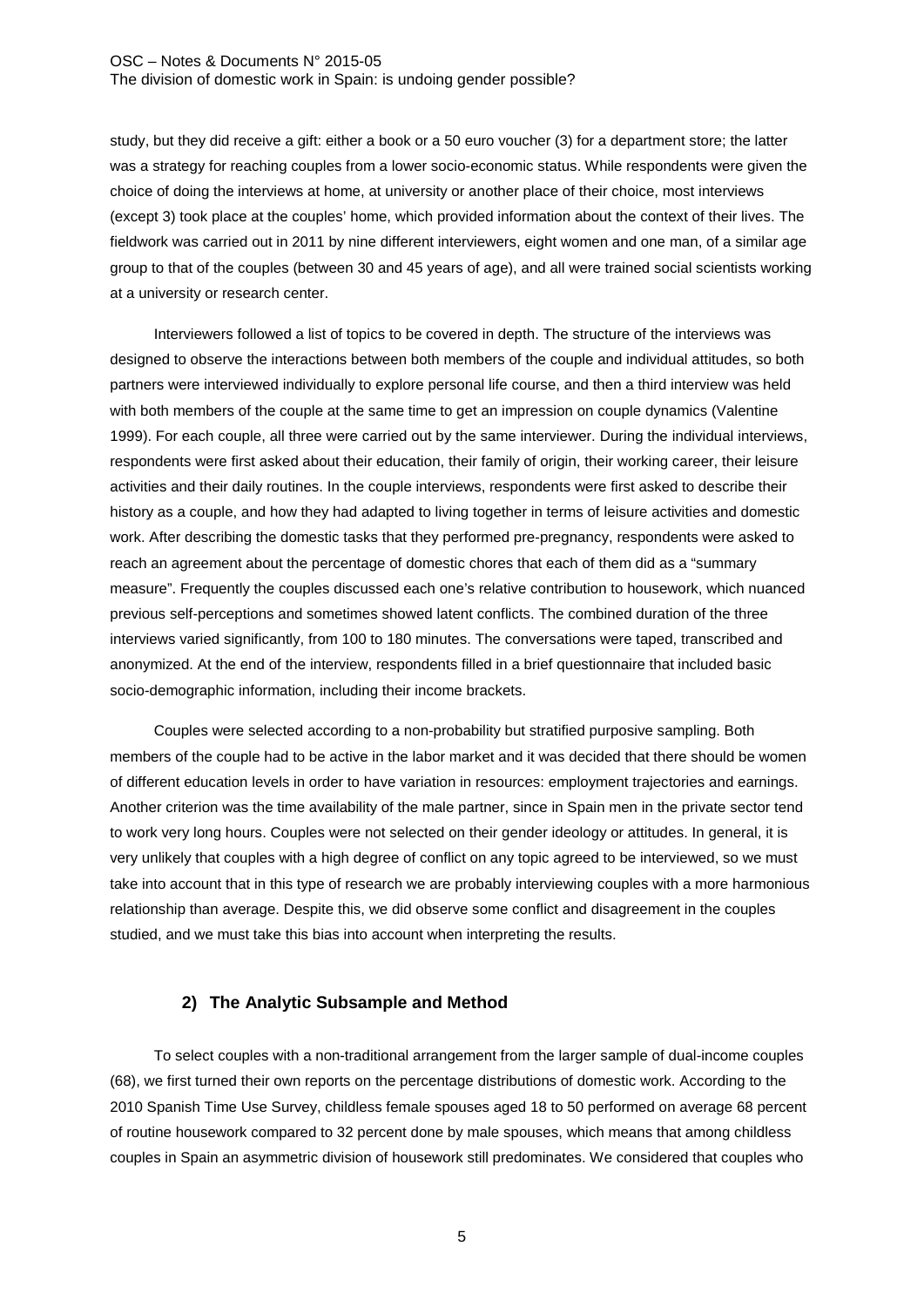study, but they did receive a gift: either a book or a 50 euro voucher (3) for a department store; the latter was a strategy for reaching couples from a lower socio-economic status. While respondents were given the choice of doing the interviews at home, at university or another place of their choice, most interviews (except 3) took place at the couples' home, which provided information about the context of their lives. The fieldwork was carried out in 2011 by nine different interviewers, eight women and one man, of a similar age group to that of the couples (between 30 and 45 years of age), and all were trained social scientists working at a university or research center.

Interviewers followed a list of topics to be covered in depth. The structure of the interviews was designed to observe the interactions between both members of the couple and individual attitudes, so both partners were interviewed individually to explore personal life course, and then a third interview was held with both members of the couple at the same time to get an impression on couple dynamics (Valentine 1999). For each couple, all three were carried out by the same interviewer. During the individual interviews, respondents were first asked about their education, their family of origin, their working career, their leisure activities and their daily routines. In the couple interviews, respondents were first asked to describe their history as a couple, and how they had adapted to living together in terms of leisure activities and domestic work. After describing the domestic tasks that they performed pre-pregnancy, respondents were asked to reach an agreement about the percentage of domestic chores that each of them did as a "summary measure". Frequently the couples discussed each one's relative contribution to housework, which nuanced previous self-perceptions and sometimes showed latent conflicts. The combined duration of the three interviews varied significantly, from 100 to 180 minutes. The conversations were taped, transcribed and anonymized. At the end of the interview, respondents filled in a brief questionnaire that included basic socio-demographic information, including their income brackets.

Couples were selected according to a non-probability but stratified purposive sampling. Both members of the couple had to be active in the labor market and it was decided that there should be women of different education levels in order to have variation in resources: employment trajectories and earnings. Another criterion was the time availability of the male partner, since in Spain men in the private sector tend to work very long hours. Couples were not selected on their gender ideology or attitudes. In general, it is very unlikely that couples with a high degree of conflict on any topic agreed to be interviewed, so we must take into account that in this type of research we are probably interviewing couples with a more harmonious relationship than average. Despite this, we did observe some conflict and disagreement in the couples studied, and we must take this bias into account when interpreting the results.

## 2) The Analytic Subsample and Method

To select couples with a non-traditional arrangement from the larger sample of dual-income couples (68), we first turned their own reports on the percentage distributions of domestic work. According to the 2010 Spanish Time Use Survey, childless female spouses aged 18 to 50 performed on average 68 percent of routine housework compared to 32 percent done by male spouses, which means that among childless couples in Spain an asymmetric division of housework still predominates. We considered that couples who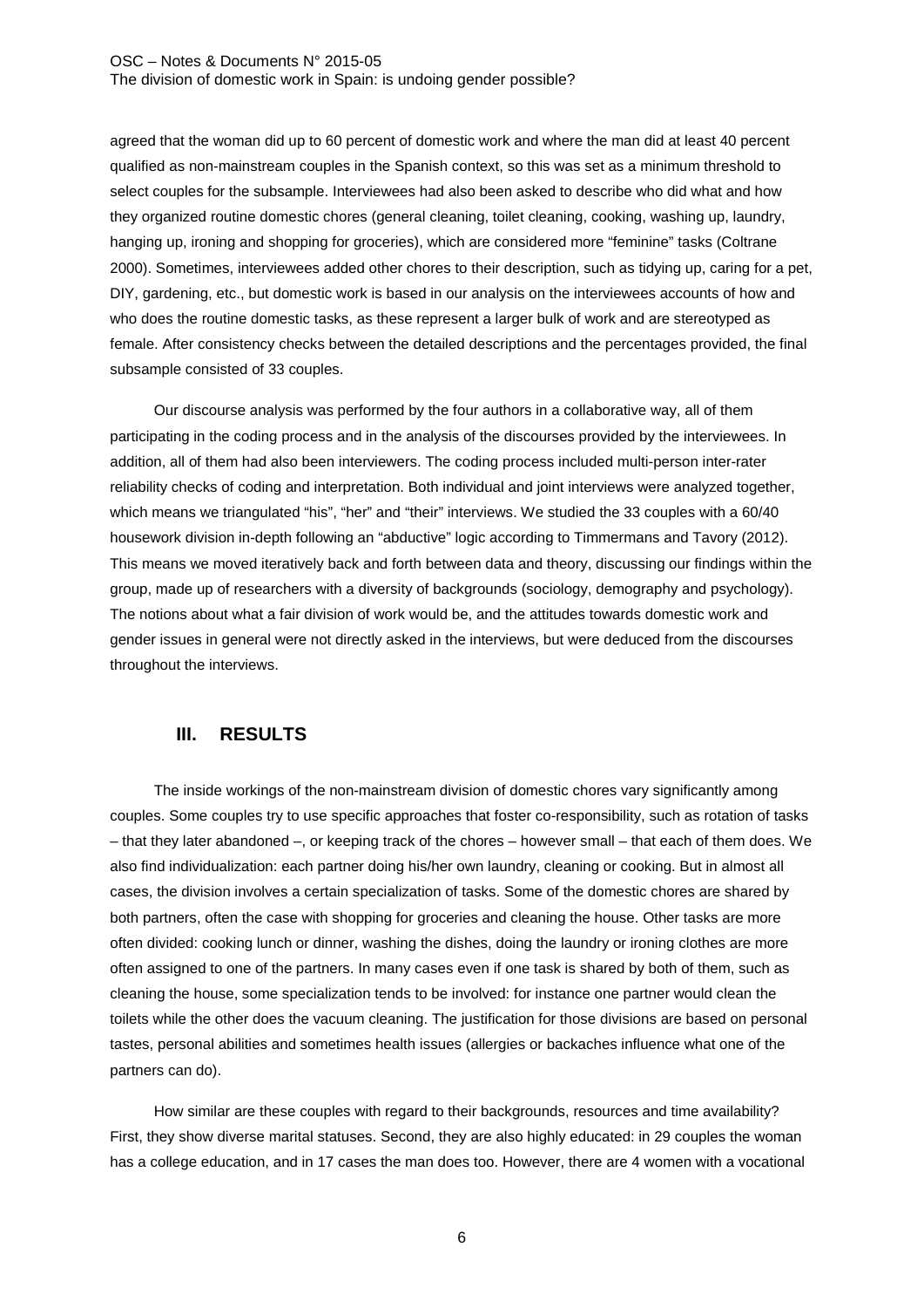agreed that the woman did up to 60 percent of domestic work and where the man did at least 40 percent qualified as non-mainstream couples in the Spanish context, so this was set as a minimum threshold to select couples for the subsample. Interviewees had also been asked to describe who did what and how they organized routine domestic chores (general cleaning, toilet cleaning, cooking, washing up, laundry, hanging up, ironing and shopping for groceries), which are considered more "feminine" tasks (Coltrane 2000). Sometimes, interviewees added other chores to their description, such as tidying up, caring for a pet, DIY, gardening, etc., but domestic work is based in our analysis on the interviewees accounts of how and who does the routine domestic tasks, as these represent a larger bulk of work and are stereotyped as female. After consistency checks between the detailed descriptions and the percentages provided, the final subsample consisted of 33 couples.

Our discourse analysis was performed by the four authors in a collaborative way, all of them participating in the coding process and in the analysis of the discourses provided by the interviewees. In addition, all of them had also been interviewers. The coding process included multi-person inter-rater reliability checks of coding and interpretation. Both individual and joint interviews were analyzed together, which means we triangulated "his", "her" and "their" interviews. We studied the 33 couples with a 60/40 housework division in-depth following an "abductive" logic according to Timmermans and Tavory (2012). This means we moved iteratively back and forth between data and theory, discussing our findings within the group, made up of researchers with a diversity of backgrounds (sociology, demography and psychology). The notions about what a fair division of work would be, and the attitudes towards domestic work and gender issues in general were not directly asked in the interviews, but were deduced from the discourses throughout the interviews.

## III. RESULTS

The inside workings of the non-mainstream division of domestic chores vary significantly among couples. Some couples try to use specific approaches that foster co-responsibility, such as rotation of tasks – that they later abandoned –, or keeping track of the chores – however small – that each of them does. We also find individualization: each partner doing his/her own laundry, cleaning or cooking. But in almost all cases, the division involves a certain specialization of tasks. Some of the domestic chores are shared by both partners, often the case with shopping for groceries and cleaning the house. Other tasks are more often divided: cooking lunch or dinner, washing the dishes, doing the laundry or ironing clothes are more often assigned to one of the partners. In many cases even if one task is shared by both of them, such as cleaning the house, some specialization tends to be involved: for instance one partner would clean the toilets while the other does the vacuum cleaning. The justification for those divisions are based on personal tastes, personal abilities and sometimes health issues (allergies or backaches influence what one of the partners can do).

How similar are these couples with regard to their backgrounds, resources and time availability? First, they show diverse marital statuses. Second, they are also highly educated: in 29 couples the woman has a college education, and in 17 cases the man does too. However, there are 4 women with a vocational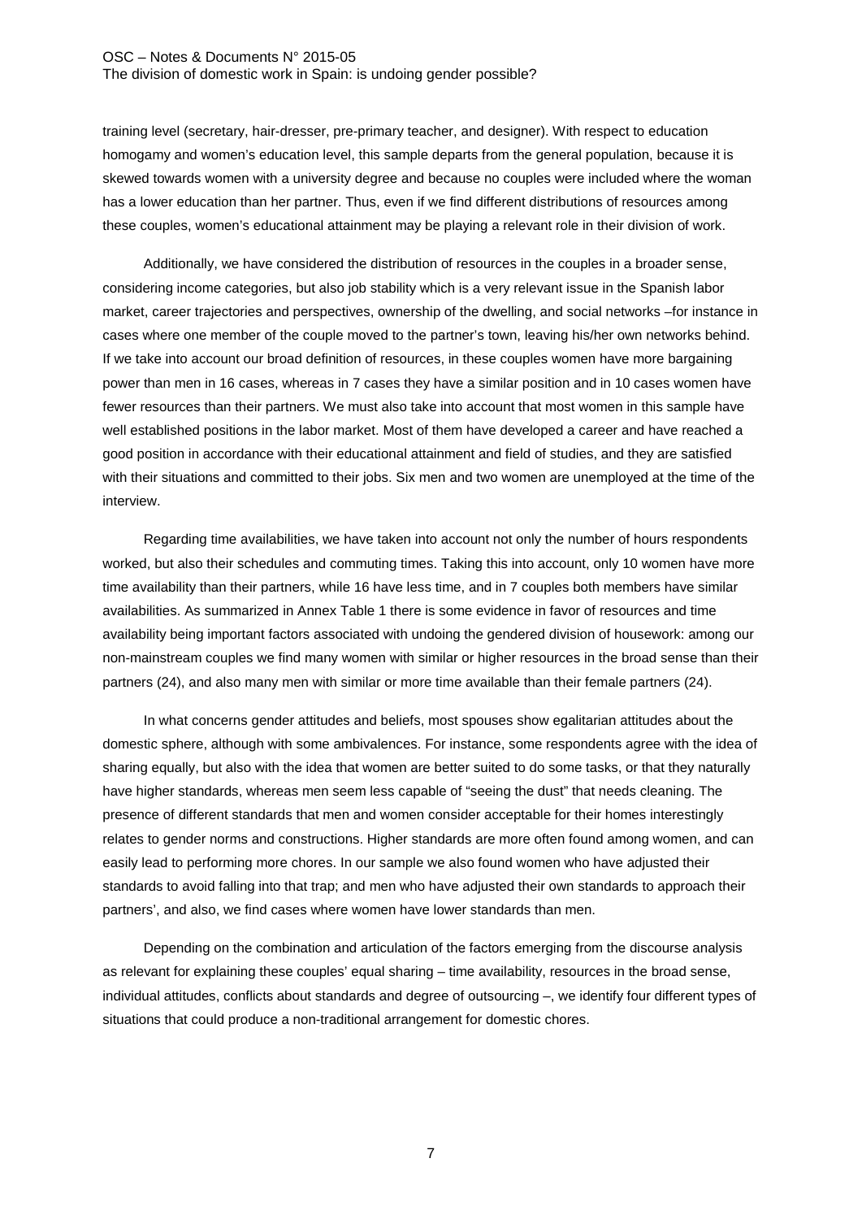training level (secretary, hair-dresser, pre-primary teacher, and designer). With respect to education homogamy and women's education level, this sample departs from the general population, because it is skewed towards women with a university degree and because no couples were included where the woman has a lower education than her partner. Thus, even if we find different distributions of resources among these couples, women's educational attainment may be playing a relevant role in their division of work.

Additionally, we have considered the distribution of resources in the couples in a broader sense, considering income categories, but also job stability which is a very relevant issue in the Spanish labor market, career trajectories and perspectives, ownership of the dwelling, and social networks –for instance in cases where one member of the couple moved to the partner's town, leaving his/her own networks behind. If we take into account our broad definition of resources, in these couples women have more bargaining power than men in 16 cases, whereas in 7 cases they have a similar position and in 10 cases women have fewer resources than their partners. We must also take into account that most women in this sample have well established positions in the labor market. Most of them have developed a career and have reached a good position in accordance with their educational attainment and field of studies, and they are satisfied with their situations and committed to their jobs. Six men and two women are unemployed at the time of the interview.

Regarding time availabilities, we have taken into account not only the number of hours respondents worked, but also their schedules and commuting times. Taking this into account, only 10 women have more time availability than their partners, while 16 have less time, and in 7 couples both members have similar availabilities. As summarized in Annex Table 1 there is some evidence in favor of resources and time availability being important factors associated with undoing the gendered division of housework: among our non-mainstream couples we find many women with similar or higher resources in the broad sense than their partners (24), and also many men with similar or more time available than their female partners (24).

In what concerns gender attitudes and beliefs, most spouses show egalitarian attitudes about the domestic sphere, although with some ambivalences. For instance, some respondents agree with the idea of sharing equally, but also with the idea that women are better suited to do some tasks, or that they naturally have higher standards, whereas men seem less capable of "seeing the dust" that needs cleaning. The presence of different standards that men and women consider acceptable for their homes interestingly relates to gender norms and constructions. Higher standards are more often found among women, and can easily lead to performing more chores. In our sample we also found women who have adjusted their standards to avoid falling into that trap; and men who have adjusted their own standards to approach their partners', and also, we find cases where women have lower standards than men.

Depending on the combination and articulation of the factors emerging from the discourse analysis as relevant for explaining these couples' equal sharing – time availability, resources in the broad sense, individual attitudes, conflicts about standards and degree of outsourcing –, we identify four different types of situations that could produce a non-traditional arrangement for domestic chores.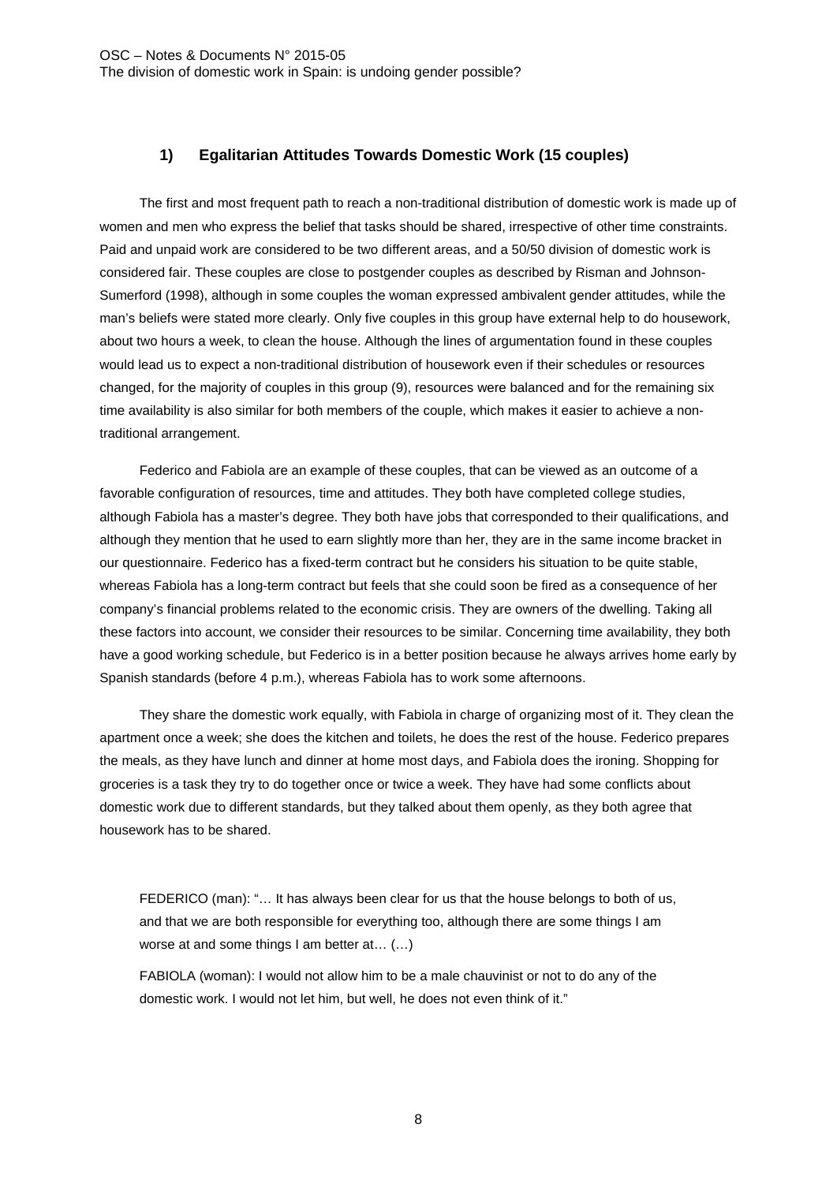### 1) Egalitarian Attitudes Towards Domestic Work (15 couples)

The first and most frequent path to reach a non-traditional distribution of domestic work is made up of women and men who express the belief that tasks should be shared, irrespective of other time constraints. Paid and unpaid work are considered to be two different areas, and a 50/50 division of domestic work is considered fair. These couples are close to postgender couples as described by Risman and Johnson-Sumerford (1998), although in some couples the woman expressed ambivalent gender attitudes, while the man's beliefs were stated more clearly. Only five couples in this group have external help to do housework, about two hours a week, to clean the house. Although the lines of argumentation found in these couples would lead us to expect a non-traditional distribution of housework even if their schedules or resources changed, for the majority of couples in this group (9), resources were balanced and for the remaining six time availability is also similar for both members of the couple, which makes it easier to achieve a non-traditional arrangement.

Federico and Fabiola are an example of these couples, that can be viewed as an outcome of a favorable configuration of resources, time and attitudes. They both have completed college studies, although Fabiola has a master's degree. They both have jobs that corresponded to their qualifications, and although they mention that he used to earn slightly more than her, they are in the same income bracket in our questionnaire. Federico has a fixed-term contract but he considers his situation to be quite stable, whereas Fabiola has a long-term contract but feels that she could soon be fired as a consequence of her company's financial problems related to the economic crisis. They are owners of the dwelling. Taking all these factors into account, we consider their resources to be similar. Concerning time availability, they both have a good working schedule, but Federico is in a better position because he always arrives home early by Spanish standards (before 4 p.m.), whereas Fabiola has to work some afternoons.

They share the domestic work equally, with Fabiola in charge of organizing most of it. They clean the apartment once a week; she does the kitchen and toilets, he does the rest of the house. Federico prepares the meals, as they have lunch and dinner at home most days, and Fabiola does the ironing. Shopping for groceries is a task they try to do together once or twice a week. They have had some conflicts about domestic work due to different standards, but they talked about them openly, as they both agree that housework has to be shared.

> FEDERICO (man): "… It has always been clear for us that the house belongs to both of us, and that we are both responsible for everything too, although there are some things I am worse at and some things I am better at… (…)
>
> FABIOLA (woman): I would not allow him to be a male chauvinist or not to do any of the domestic work. I would not let him, but well, he does not even think of it."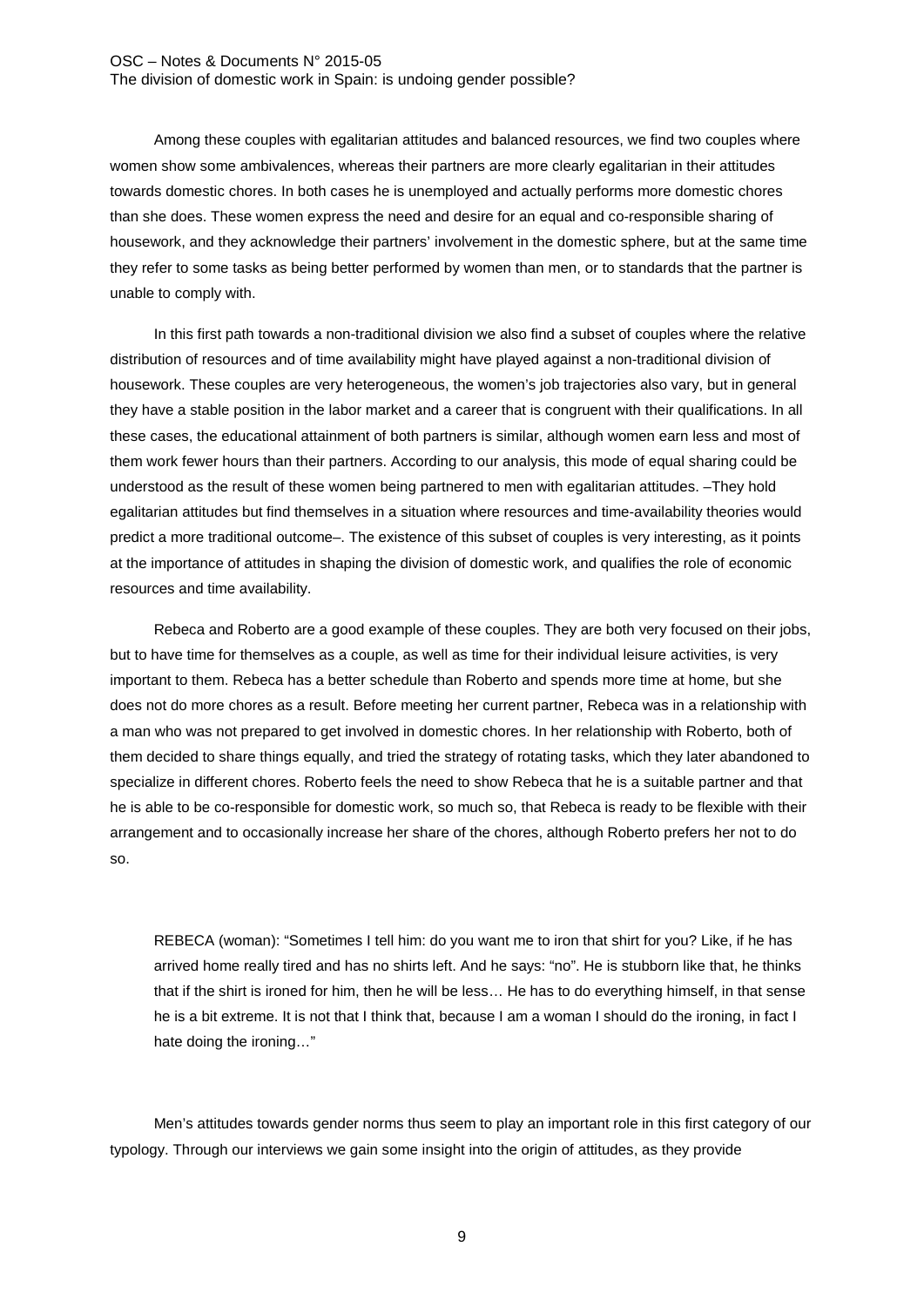Among these couples with egalitarian attitudes and balanced resources, we find two couples where women show some ambivalences, whereas their partners are more clearly egalitarian in their attitudes towards domestic chores. In both cases he is unemployed and actually performs more domestic chores than she does. These women express the need and desire for an equal and co-responsible sharing of housework, and they acknowledge their partners' involvement in the domestic sphere, but at the same time they refer to some tasks as being better performed by women than men, or to standards that the partner is unable to comply with.

In this first path towards a non-traditional division we also find a subset of couples where the relative distribution of resources and of time availability might have played against a non-traditional division of housework. These couples are very heterogeneous, the women's job trajectories also vary, but in general they have a stable position in the labor market and a career that is congruent with their qualifications. In all these cases, the educational attainment of both partners is similar, although women earn less and most of them work fewer hours than their partners. According to our analysis, this mode of equal sharing could be understood as the result of these women being partnered to men with egalitarian attitudes. –They hold egalitarian attitudes but find themselves in a situation where resources and time-availability theories would predict a more traditional outcome–. The existence of this subset of couples is very interesting, as it points at the importance of attitudes in shaping the division of domestic work, and qualifies the role of economic resources and time availability.

Rebeca and Roberto are a good example of these couples. They are both very focused on their jobs, but to have time for themselves as a couple, as well as time for their individual leisure activities, is very important to them. Rebeca has a better schedule than Roberto and spends more time at home, but she does not do more chores as a result. Before meeting her current partner, Rebeca was in a relationship with a man who was not prepared to get involved in domestic chores. In her relationship with Roberto, both of them decided to share things equally, and tried the strategy of rotating tasks, which they later abandoned to specialize in different chores. Roberto feels the need to show Rebeca that he is a suitable partner and that he is able to be co-responsible for domestic work, so much so, that Rebeca is ready to be flexible with their arrangement and to occasionally increase her share of the chores, although Roberto prefers her not to do so.

> REBECA (woman): "Sometimes I tell him: do you want me to iron that shirt for you? Like, if he has arrived home really tired and has no shirts left. And he says: "no". He is stubborn like that, he thinks that if the shirt is ironed for him, then he will be less… He has to do everything himself, in that sense he is a bit extreme. It is not that I think that, because I am a woman I should do the ironing, in fact I hate doing the ironing…"

Men's attitudes towards gender norms thus seem to play an important role in this first category of our typology. Through our interviews we gain some insight into the origin of attitudes, as they provide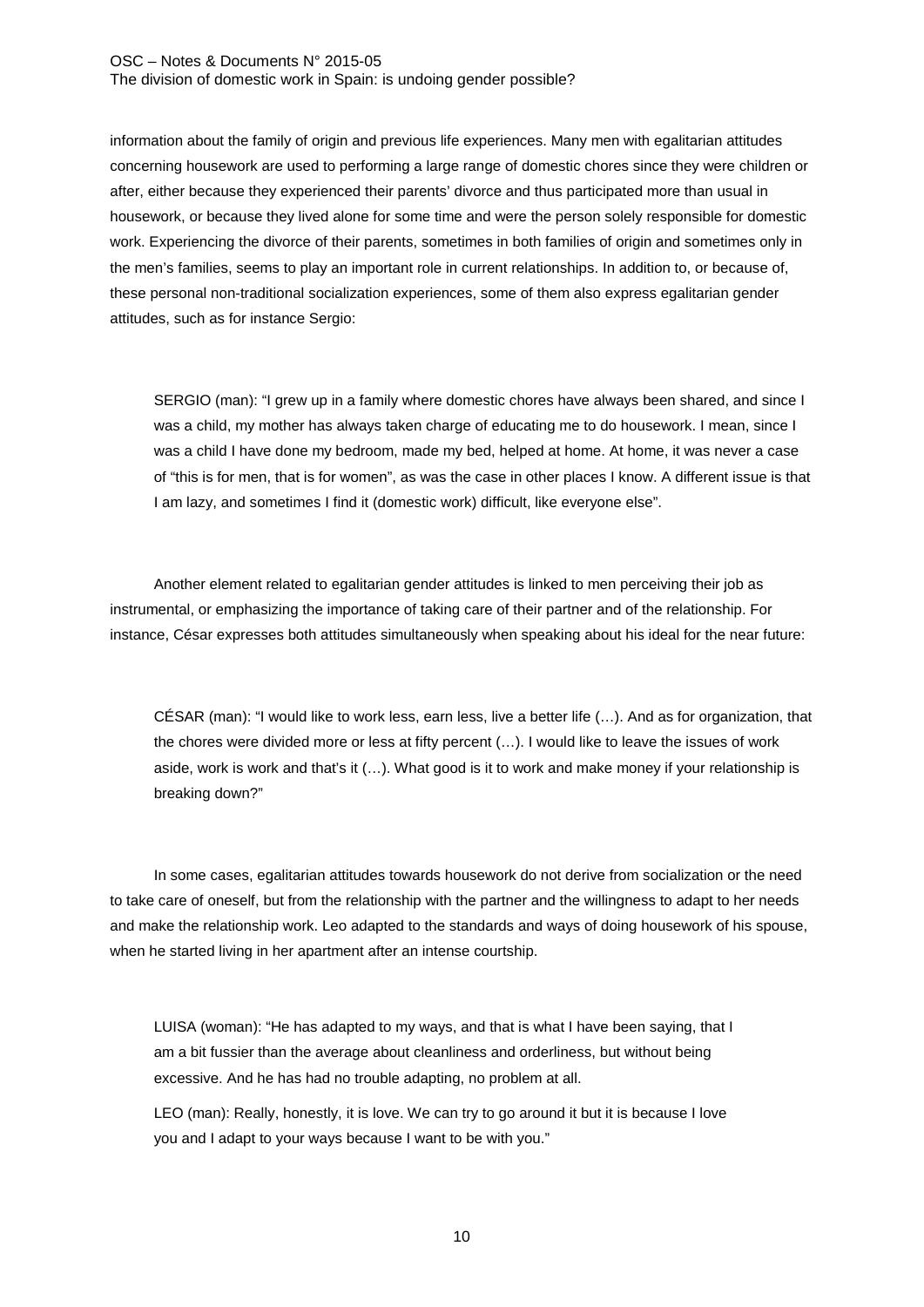information about the family of origin and previous life experiences. Many men with egalitarian attitudes concerning housework are used to performing a large range of domestic chores since they were children or after, either because they experienced their parents' divorce and thus participated more than usual in housework, or because they lived alone for some time and were the person solely responsible for domestic work. Experiencing the divorce of their parents, sometimes in both families of origin and sometimes only in the men's families, seems to play an important role in current relationships. In addition to, or because of, these personal non-traditional socialization experiences, some of them also express egalitarian gender attitudes, such as for instance Sergio:

> SERGIO (man): "I grew up in a family where domestic chores have always been shared, and since I was a child, my mother has always taken charge of educating me to do housework. I mean, since I was a child I have done my bedroom, made my bed, helped at home. At home, it was never a case of "this is for men, that is for women", as was the case in other places I know. A different issue is that I am lazy, and sometimes I find it (domestic work) difficult, like everyone else".

Another element related to egalitarian gender attitudes is linked to men perceiving their job as instrumental, or emphasizing the importance of taking care of their partner and of the relationship. For instance, César expresses both attitudes simultaneously when speaking about his ideal for the near future:

> CÉSAR (man): "I would like to work less, earn less, live a better life (…). And as for organization, that the chores were divided more or less at fifty percent (…). I would like to leave the issues of work aside, work is work and that's it (…). What good is it to work and make money if your relationship is breaking down?"

In some cases, egalitarian attitudes towards housework do not derive from socialization or the need to take care of oneself, but from the relationship with the partner and the willingness to adapt to her needs and make the relationship work. Leo adapted to the standards and ways of doing housework of his spouse, when he started living in her apartment after an intense courtship.

> LUISA (woman): "He has adapted to my ways, and that is what I have been saying, that I am a bit fussier than the average about cleanliness and orderliness, but without being excessive. And he has had no trouble adapting, no problem at all.
>
> LEO (man): Really, honestly, it is love. We can try to go around it but it is because I love you and I adapt to your ways because I want to be with you."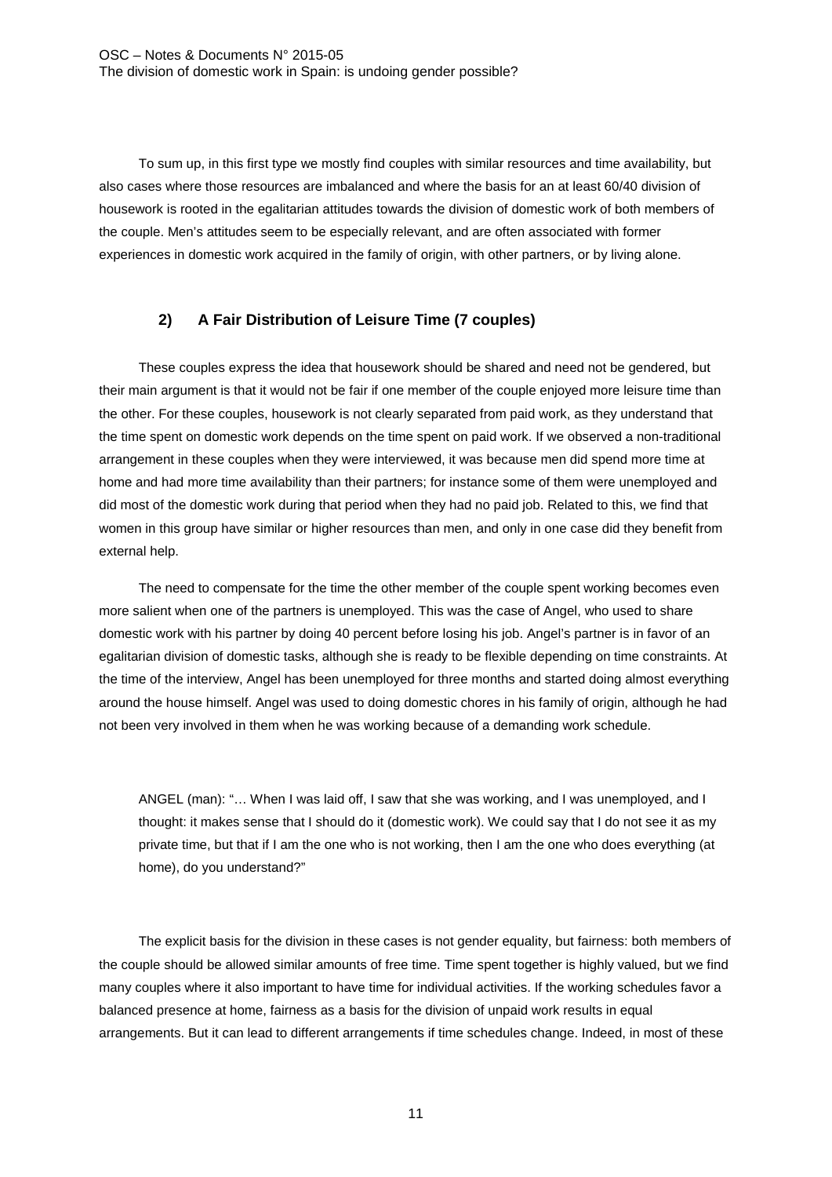To sum up, in this first type we mostly find couples with similar resources and time availability, but also cases where those resources are imbalanced and where the basis for an at least 60/40 division of housework is rooted in the egalitarian attitudes towards the division of domestic work of both members of the couple. Men's attitudes seem to be especially relevant, and are often associated with former experiences in domestic work acquired in the family of origin, with other partners, or by living alone.

### 2) A Fair Distribution of Leisure Time (7 couples)

These couples express the idea that housework should be shared and need not be gendered, but their main argument is that it would not be fair if one member of the couple enjoyed more leisure time than the other. For these couples, housework is not clearly separated from paid work, as they understand that the time spent on domestic work depends on the time spent on paid work. If we observed a non-traditional arrangement in these couples when they were interviewed, it was because men did spend more time at home and had more time availability than their partners; for instance some of them were unemployed and did most of the domestic work during that period when they had no paid job. Related to this, we find that women in this group have similar or higher resources than men, and only in one case did they benefit from external help.

The need to compensate for the time the other member of the couple spent working becomes even more salient when one of the partners is unemployed. This was the case of Angel, who used to share domestic work with his partner by doing 40 percent before losing his job. Angel's partner is in favor of an egalitarian division of domestic tasks, although she is ready to be flexible depending on time constraints. At the time of the interview, Angel has been unemployed for three months and started doing almost everything around the house himself. Angel was used to doing domestic chores in his family of origin, although he had not been very involved in them when he was working because of a demanding work schedule.

> ANGEL (man): "… When I was laid off, I saw that she was working, and I was unemployed, and I thought: it makes sense that I should do it (domestic work). We could say that I do not see it as my private time, but that if I am the one who is not working, then I am the one who does everything (at home), do you understand?"

The explicit basis for the division in these cases is not gender equality, but fairness: both members of the couple should be allowed similar amounts of free time. Time spent together is highly valued, but we find many couples where it also important to have time for individual activities. If the working schedules favor a balanced presence at home, fairness as a basis for the division of unpaid work results in equal arrangements. But it can lead to different arrangements if time schedules change. Indeed, in most of these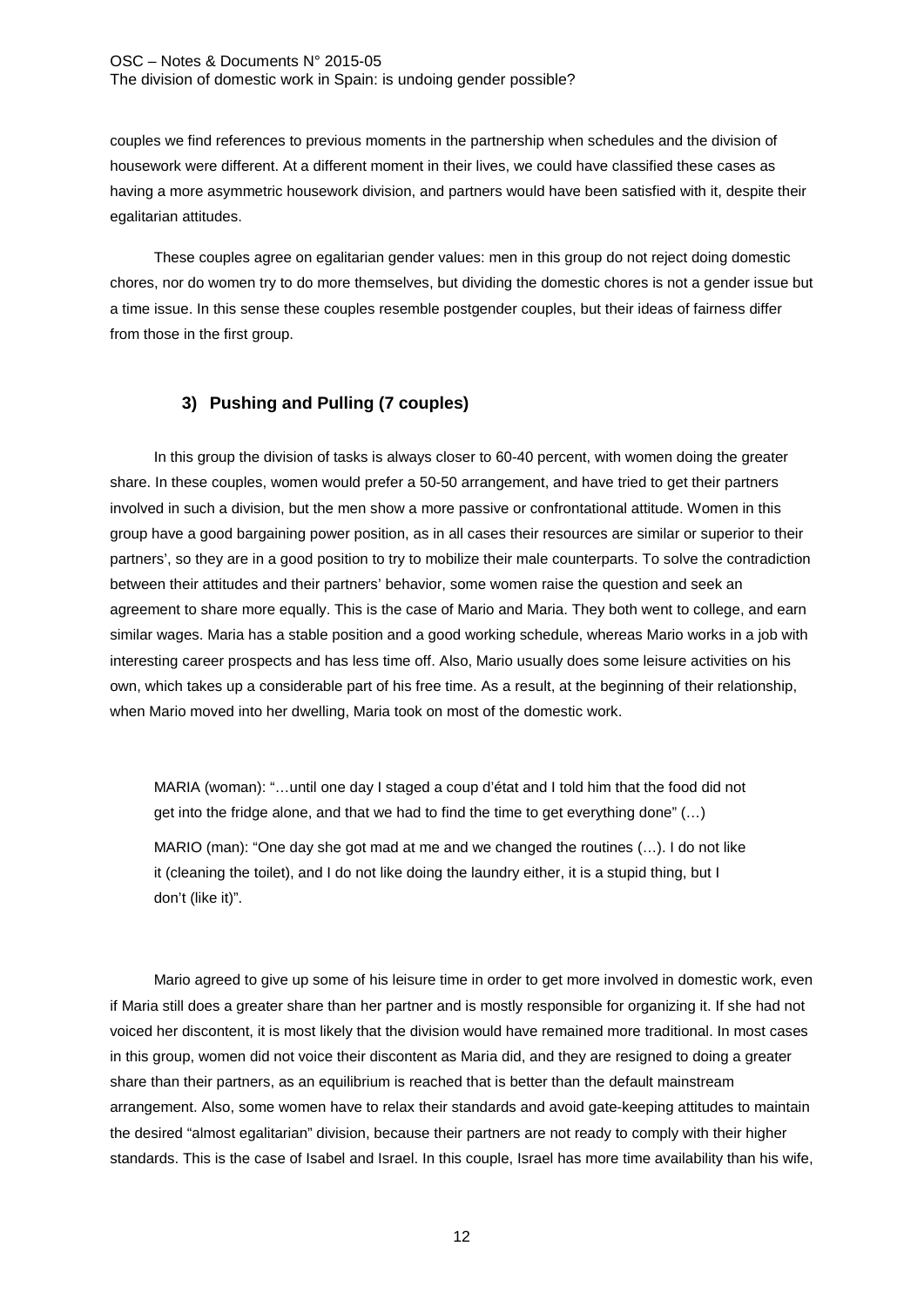couples we find references to previous moments in the partnership when schedules and the division of housework were different. At a different moment in their lives, we could have classified these cases as having a more asymmetric housework division, and partners would have been satisfied with it, despite their egalitarian attitudes.

These couples agree on egalitarian gender values: men in this group do not reject doing domestic chores, nor do women try to do more themselves, but dividing the domestic chores is not a gender issue but a time issue. In this sense these couples resemble postgender couples, but their ideas of fairness differ from those in the first group.

### 3) Pushing and Pulling (7 couples)

In this group the division of tasks is always closer to 60-40 percent, with women doing the greater share. In these couples, women would prefer a 50-50 arrangement, and have tried to get their partners involved in such a division, but the men show a more passive or confrontational attitude. Women in this group have a good bargaining power position, as in all cases their resources are similar or superior to their partners', so they are in a good position to try to mobilize their male counterparts. To solve the contradiction between their attitudes and their partners' behavior, some women raise the question and seek an agreement to share more equally. This is the case of Mario and Maria. They both went to college, and earn similar wages. Maria has a stable position and a good working schedule, whereas Mario works in a job with interesting career prospects and has less time off. Also, Mario usually does some leisure activities on his own, which takes up a considerable part of his free time. As a result, at the beginning of their relationship, when Mario moved into her dwelling, Maria took on most of the domestic work.

> MARIA (woman): "…until one day I staged a coup d'état and I told him that the food did not get into the fridge alone, and that we had to find the time to get everything done" (…)
>
> MARIO (man): "One day she got mad at me and we changed the routines (…). I do not like it (cleaning the toilet), and I do not like doing the laundry either, it is a stupid thing, but I don't (like it)".

Mario agreed to give up some of his leisure time in order to get more involved in domestic work, even if Maria still does a greater share than her partner and is mostly responsible for organizing it. If she had not voiced her discontent, it is most likely that the division would have remained more traditional. In most cases in this group, women did not voice their discontent as Maria did, and they are resigned to doing a greater share than their partners, as an equilibrium is reached that is better than the default mainstream arrangement. Also, some women have to relax their standards and avoid gate-keeping attitudes to maintain the desired "almost egalitarian" division, because their partners are not ready to comply with their higher standards. This is the case of Isabel and Israel. In this couple, Israel has more time availability than his wife,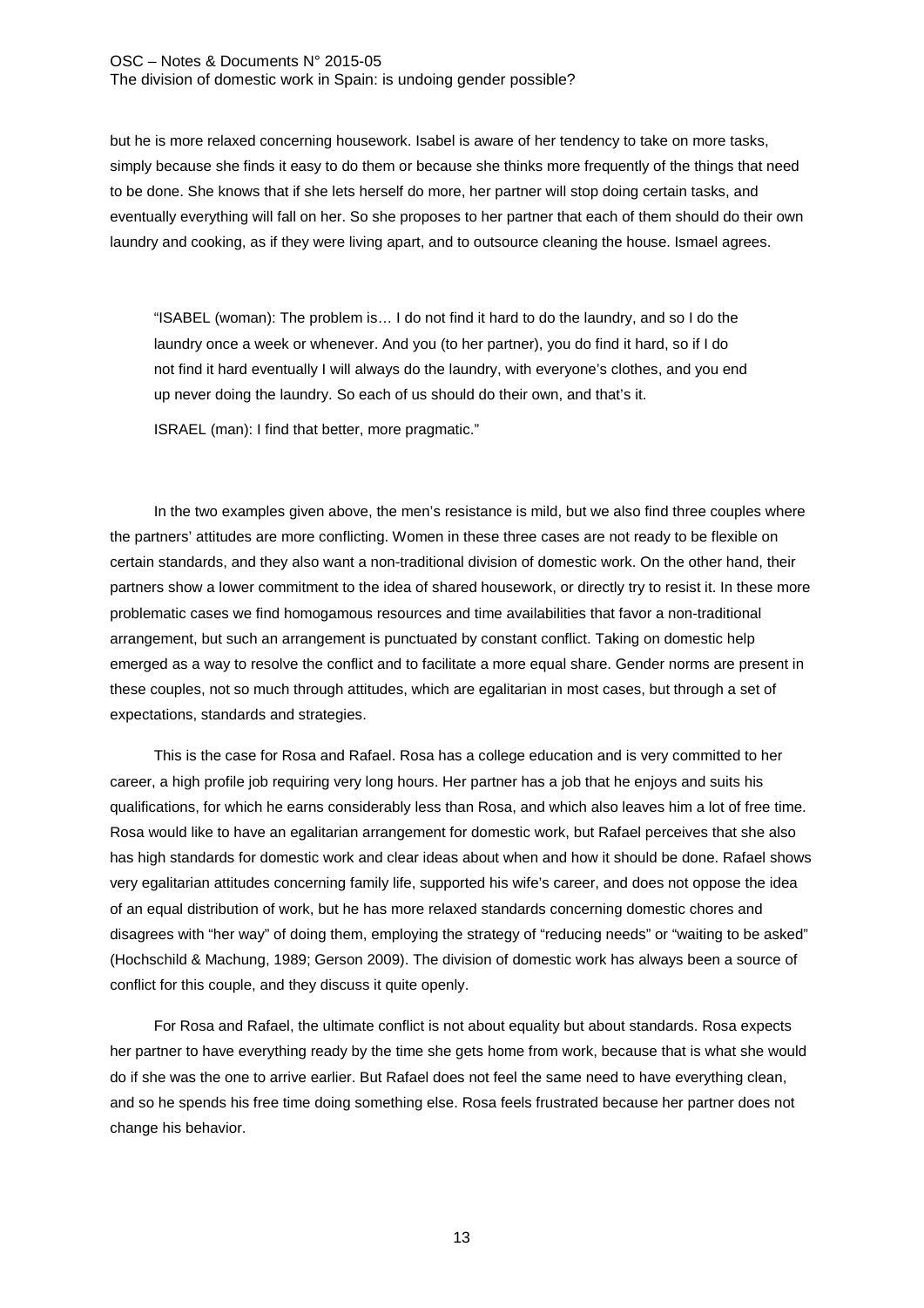but he is more relaxed concerning housework. Isabel is aware of her tendency to take on more tasks, simply because she finds it easy to do them or because she thinks more frequently of the things that need to be done. She knows that if she lets herself do more, her partner will stop doing certain tasks, and eventually everything will fall on her. So she proposes to her partner that each of them should do their own laundry and cooking, as if they were living apart, and to outsource cleaning the house. Ismael agrees.

> "ISABEL (woman): The problem is… I do not find it hard to do the laundry, and so I do the laundry once a week or whenever. And you (to her partner), you do find it hard, so if I do not find it hard eventually I will always do the laundry, with everyone's clothes, and you end up never doing the laundry. So each of us should do their own, and that's it.
>
> ISRAEL (man): I find that better, more pragmatic."

In the two examples given above, the men's resistance is mild, but we also find three couples where the partners' attitudes are more conflicting. Women in these three cases are not ready to be flexible on certain standards, and they also want a non-traditional division of domestic work. On the other hand, their partners show a lower commitment to the idea of shared housework, or directly try to resist it. In these more problematic cases we find homogamous resources and time availabilities that favor a non-traditional arrangement, but such an arrangement is punctuated by constant conflict. Taking on domestic help emerged as a way to resolve the conflict and to facilitate a more equal share. Gender norms are present in these couples, not so much through attitudes, which are egalitarian in most cases, but through a set of expectations, standards and strategies.

This is the case for Rosa and Rafael. Rosa has a college education and is very committed to her career, a high profile job requiring very long hours. Her partner has a job that he enjoys and suits his qualifications, for which he earns considerably less than Rosa, and which also leaves him a lot of free time. Rosa would like to have an egalitarian arrangement for domestic work, but Rafael perceives that she also has high standards for domestic work and clear ideas about when and how it should be done. Rafael shows very egalitarian attitudes concerning family life, supported his wife's career, and does not oppose the idea of an equal distribution of work, but he has more relaxed standards concerning domestic chores and disagrees with "her way" of doing them, employing the strategy of "reducing needs" or "waiting to be asked" (Hochschild & Machung, 1989; Gerson 2009). The division of domestic work has always been a source of conflict for this couple, and they discuss it quite openly.

For Rosa and Rafael, the ultimate conflict is not about equality but about standards. Rosa expects her partner to have everything ready by the time she gets home from work, because that is what she would do if she was the one to arrive earlier. But Rafael does not feel the same need to have everything clean, and so he spends his free time doing something else. Rosa feels frustrated because her partner does not change his behavior.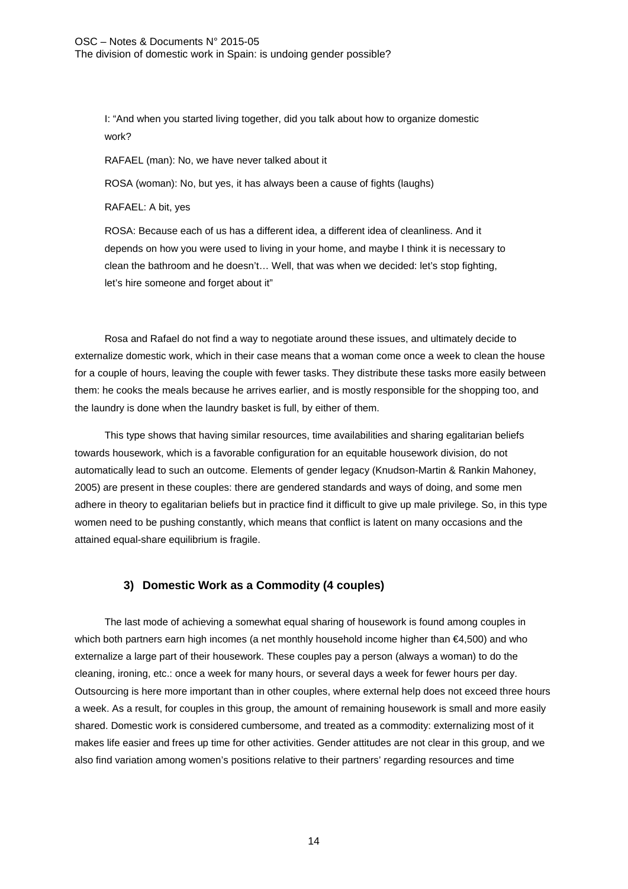> I: "And when you started living together, did you talk about how to organize domestic work?
>
> RAFAEL (man): No, we have never talked about it
>
> ROSA (woman): No, but yes, it has always been a cause of fights (laughs)
>
> RAFAEL: A bit, yes
>
> ROSA: Because each of us has a different idea, a different idea of cleanliness. And it depends on how you were used to living in your home, and maybe I think it is necessary to clean the bathroom and he doesn't… Well, that was when we decided: let's stop fighting, let's hire someone and forget about it"

Rosa and Rafael do not find a way to negotiate around these issues, and ultimately decide to externalize domestic work, which in their case means that a woman come once a week to clean the house for a couple of hours, leaving the couple with fewer tasks. They distribute these tasks more easily between them: he cooks the meals because he arrives earlier, and is mostly responsible for the shopping too, and the laundry is done when the laundry basket is full, by either of them.

This type shows that having similar resources, time availabilities and sharing egalitarian beliefs towards housework, which is a favorable configuration for an equitable housework division, do not automatically lead to such an outcome. Elements of gender legacy (Knudson-Martin & Rankin Mahoney, 2005) are present in these couples: there are gendered standards and ways of doing, and some men adhere in theory to egalitarian beliefs but in practice find it difficult to give up male privilege. So, in this type women need to be pushing constantly, which means that conflict is latent on many occasions and the attained equal-share equilibrium is fragile.

### 3) Domestic Work as a Commodity (4 couples)

The last mode of achieving a somewhat equal sharing of housework is found among couples in which both partners earn high incomes (a net monthly household income higher than €4,500) and who externalize a large part of their housework. These couples pay a person (always a woman) to do the cleaning, ironing, etc.: once a week for many hours, or several days a week for fewer hours per day. Outsourcing is here more important than in other couples, where external help does not exceed three hours a week. As a result, for couples in this group, the amount of remaining housework is small and more easily shared. Domestic work is considered cumbersome, and treated as a commodity: externalizing most of it makes life easier and frees up time for other activities. Gender attitudes are not clear in this group, and we also find variation among women's positions relative to their partners' regarding resources and time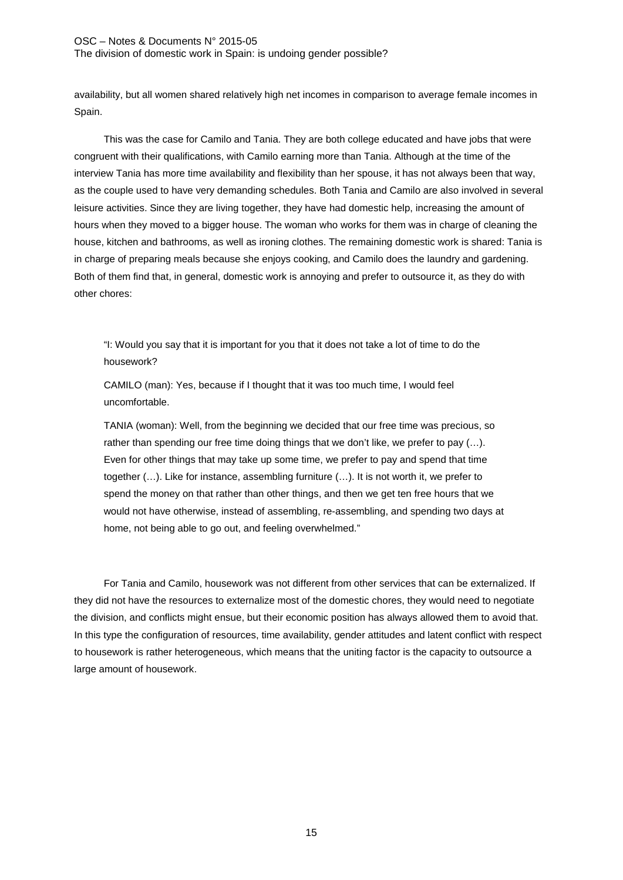availability, but all women shared relatively high net incomes in comparison to average female incomes in Spain.

This was the case for Camilo and Tania. They are both college educated and have jobs that were congruent with their qualifications, with Camilo earning more than Tania. Although at the time of the interview Tania has more time availability and flexibility than her spouse, it has not always been that way, as the couple used to have very demanding schedules. Both Tania and Camilo are also involved in several leisure activities. Since they are living together, they have had domestic help, increasing the amount of hours when they moved to a bigger house. The woman who works for them was in charge of cleaning the house, kitchen and bathrooms, as well as ironing clothes. The remaining domestic work is shared: Tania is in charge of preparing meals because she enjoys cooking, and Camilo does the laundry and gardening. Both of them find that, in general, domestic work is annoying and prefer to outsource it, as they do with other chores:

> "I: Would you say that it is important for you that it does not take a lot of time to do the housework?
>
> CAMILO (man): Yes, because if I thought that it was too much time, I would feel uncomfortable.
>
> TANIA (woman): Well, from the beginning we decided that our free time was precious, so rather than spending our free time doing things that we don't like, we prefer to pay (…). Even for other things that may take up some time, we prefer to pay and spend that time together (…). Like for instance, assembling furniture (…). It is not worth it, we prefer to spend the money on that rather than other things, and then we get ten free hours that we would not have otherwise, instead of assembling, re-assembling, and spending two days at home, not being able to go out, and feeling overwhelmed."

For Tania and Camilo, housework was not different from other services that can be externalized. If they did not have the resources to externalize most of the domestic chores, they would need to negotiate the division, and conflicts might ensue, but their economic position has always allowed them to avoid that. In this type the configuration of resources, time availability, gender attitudes and latent conflict with respect to housework is rather heterogeneous, which means that the uniting factor is the capacity to outsource a large amount of housework.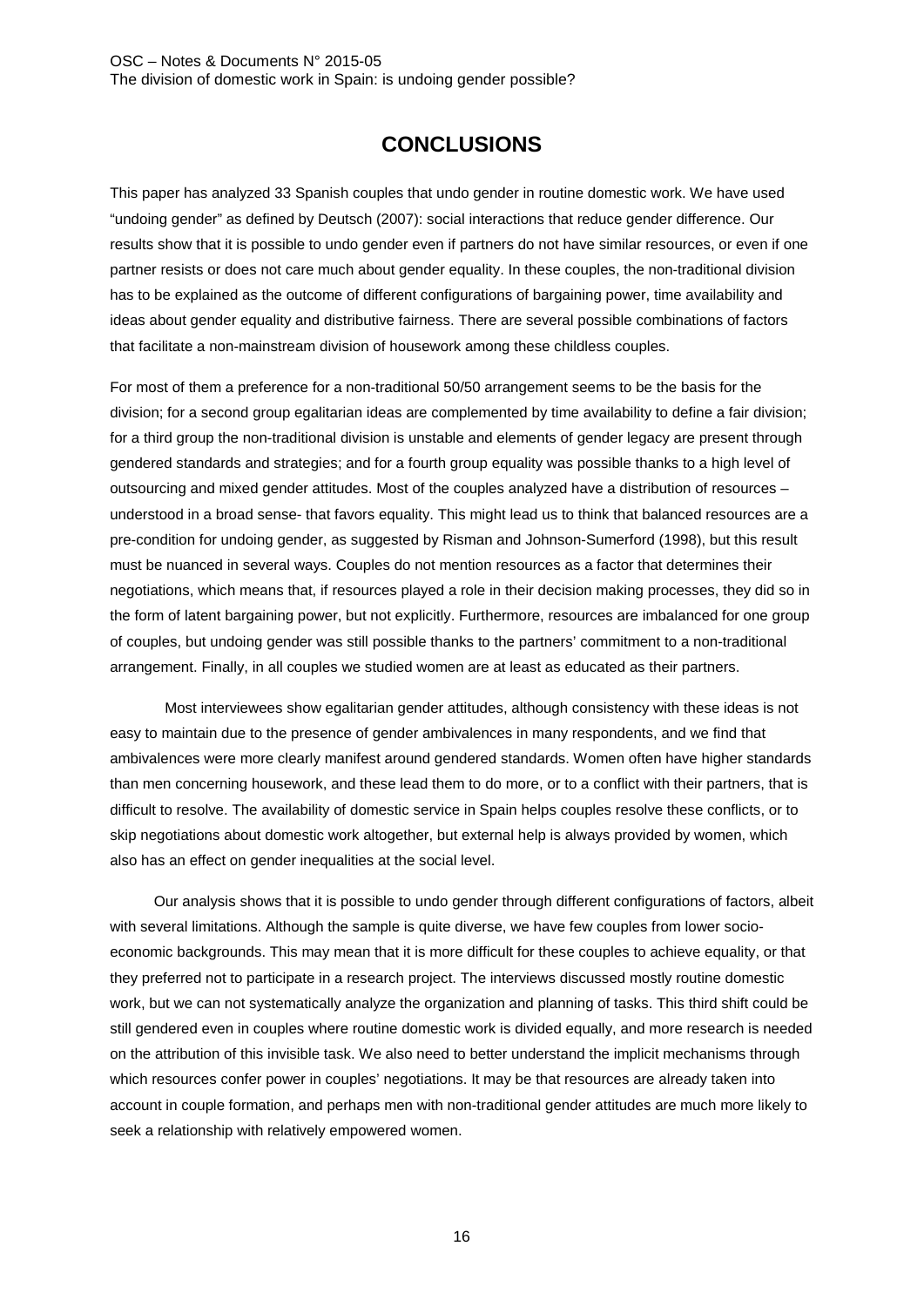# CONCLUSIONS

This paper has analyzed 33 Spanish couples that undo gender in routine domestic work. We have used “undoing gender” as defined by Deutsch (2007): social interactions that reduce gender difference. Our results show that it is possible to undo gender even if partners do not have similar resources, or even if one partner resists or does not care much about gender equality. In these couples, the non-traditional division has to be explained as the outcome of different configurations of bargaining power, time availability and ideas about gender equality and distributive fairness. There are several possible combinations of factors that facilitate a non-mainstream division of housework among these childless couples.

For most of them a preference for a non-traditional 50/50 arrangement seems to be the basis for the division; for a second group egalitarian ideas are complemented by time availability to define a fair division; for a third group the non-traditional division is unstable and elements of gender legacy are present through gendered standards and strategies; and for a fourth group equality was possible thanks to a high level of outsourcing and mixed gender attitudes. Most of the couples analyzed have a distribution of resources – understood in a broad sense- that favors equality. This might lead us to think that balanced resources are a pre-condition for undoing gender, as suggested by Risman and Johnson-Sumerford (1998), but this result must be nuanced in several ways. Couples do not mention resources as a factor that determines their negotiations, which means that, if resources played a role in their decision making processes, they did so in the form of latent bargaining power, but not explicitly. Furthermore, resources are imbalanced for one group of couples, but undoing gender was still possible thanks to the partners’ commitment to a non-traditional arrangement. Finally, in all couples we studied women are at least as educated as their partners.

Most interviewees show egalitarian gender attitudes, although consistency with these ideas is not easy to maintain due to the presence of gender ambivalences in many respondents, and we find that ambivalences were more clearly manifest around gendered standards. Women often have higher standards than men concerning housework, and these lead them to do more, or to a conflict with their partners, that is difficult to resolve. The availability of domestic service in Spain helps couples resolve these conflicts, or to skip negotiations about domestic work altogether, but external help is always provided by women, which also has an effect on gender inequalities at the social level.

Our analysis shows that it is possible to undo gender through different configurations of factors, albeit with several limitations. Although the sample is quite diverse, we have few couples from lower socio-economic backgrounds. This may mean that it is more difficult for these couples to achieve equality, or that they preferred not to participate in a research project. The interviews discussed mostly routine domestic work, but we can not systematically analyze the organization and planning of tasks. This third shift could be still gendered even in couples where routine domestic work is divided equally, and more research is needed on the attribution of this invisible task. We also need to better understand the implicit mechanisms through which resources confer power in couples’ negotiations. It may be that resources are already taken into account in couple formation, and perhaps men with non-traditional gender attitudes are much more likely to seek a relationship with relatively empowered women.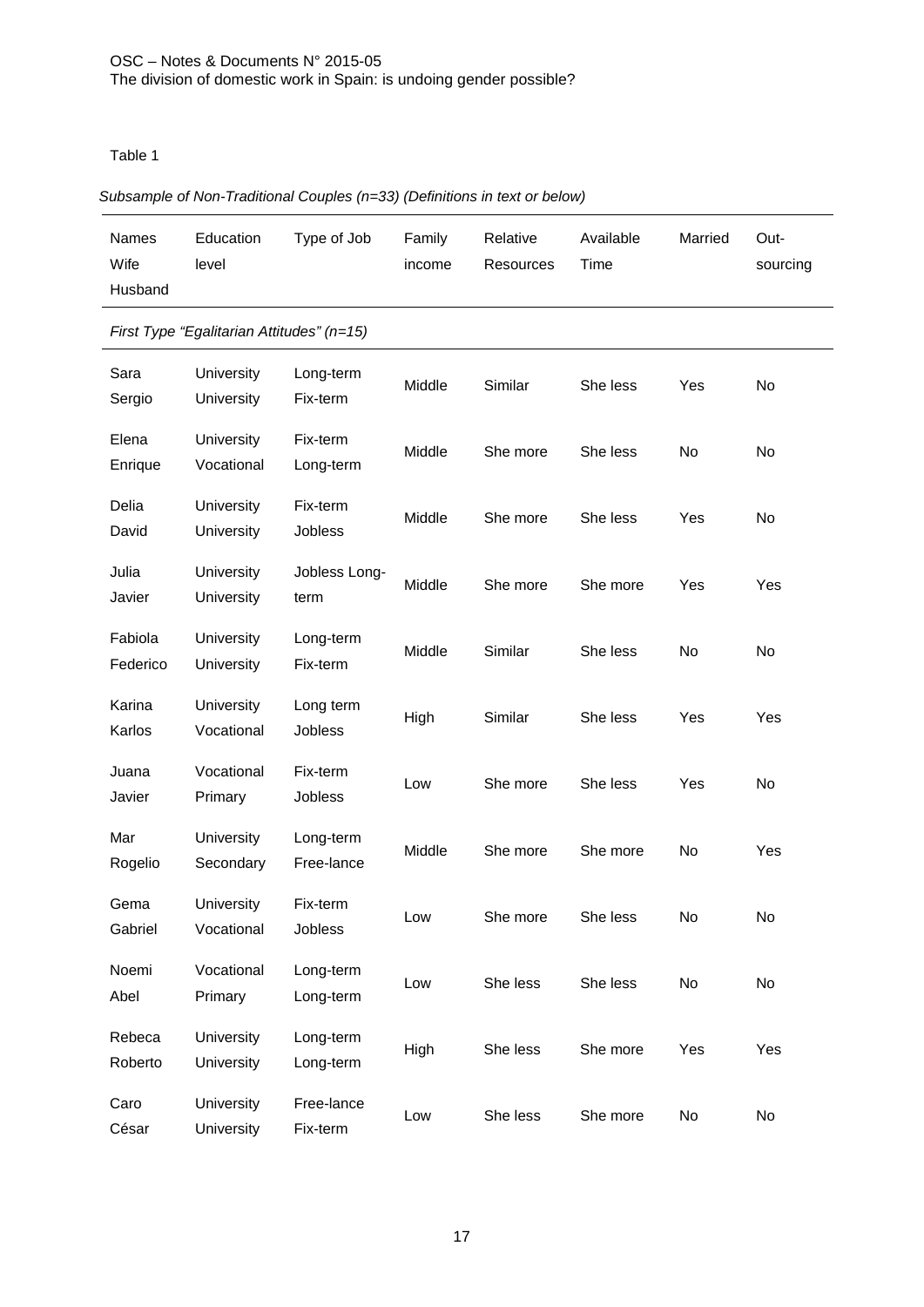Table 1

*Subsample of Non-Traditional Couples (n=33) (Definitions in text or below)*

| Names Wife Husband | Education level | Type of Job | Family income | Relative Resources | Available Time | Married | Out-sourcing |
|---|---|---|---|---|---|---|---|
| *First Type "Egalitarian Attitudes" (n=15)* | | | | | | | |
| Sara Sergio | University University | Long-term Fix-term | Middle | Similar | She less | Yes | No |
| Elena Enrique | University Vocational | Fix-term Long-term | Middle | She more | She less | No | No |
| Delia David | University University | Fix-term Jobless | Middle | She more | She less | Yes | No |
| Julia Javier | University University | Jobless Long-term | Middle | She more | She more | Yes | Yes |
| Fabiola Federico | University University | Long-term Fix-term | Middle | Similar | She less | No | No |
| Karina Karlos | University Vocational | Long term Jobless | High | Similar | She less | Yes | Yes |
| Juana Javier | Vocational Primary | Fix-term Jobless | Low | She more | She less | Yes | No |
| Mar Rogelio | University Secondary | Long-term Free-lance | Middle | She more | She more | No | Yes |
| Gema Gabriel | University Vocational | Fix-term Jobless | Low | She more | She less | No | No |
| Noemi Abel | Vocational Primary | Long-term Long-term | Low | She less | She less | No | No |
| Rebeca Roberto | University University | Long-term Long-term | High | She less | She more | Yes | Yes |
| Caro César | University University | Free-lance Fix-term | Low | She less | She more | No | No |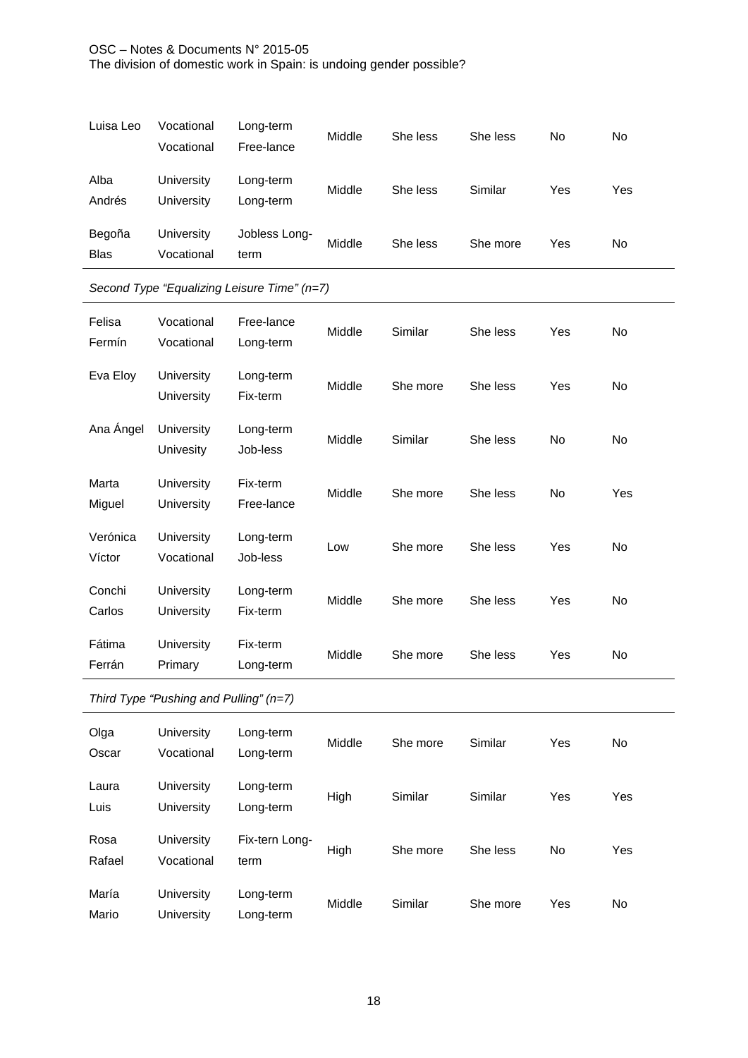| | | | | | | | |
|---|---|---|---|---|---|---|---|
| Luisa Leo | Vocational Vocational | Long-term Free-lance | Middle | She less | She less | No | No |
| Alba Andrés | University University | Long-term Long-term | Middle | She less | Similar | Yes | Yes |
| Begoña Blas | University Vocational | Jobless Long-term | Middle | She less | She more | Yes | No |
| *Second Type "Equalizing Leisure Time" (n=7)* | | | | | | | |
| Felisa Fermín | Vocational Vocational | Free-lance Long-term | Middle | Similar | She less | Yes | No |
| Eva Eloy | University University | Long-term Fix-term | Middle | She more | She less | Yes | No |
| Ana Ángel | University Univesity | Long-term Job-less | Middle | Similar | She less | No | No |
| Marta Miguel | University University | Fix-term Free-lance | Middle | She more | She less | No | Yes |
| Verónica Víctor | University Vocational | Long-term Job-less | Low | She more | She less | Yes | No |
| Conchi Carlos | University University | Long-term Fix-term | Middle | She more | She less | Yes | No |
| Fátima Ferrán | University Primary | Fix-term Long-term | Middle | She more | She less | Yes | No |
| *Third Type "Pushing and Pulling" (n=7)* | | | | | | | |
| Olga Oscar | University Vocational | Long-term Long-term | Middle | She more | Similar | Yes | No |
| Laura Luis | University University | Long-term Long-term | High | Similar | Similar | Yes | Yes |
| Rosa Rafael | University Vocational | Fix-tern Long-term | High | She more | She less | No | Yes |
| María Mario | University University | Long-term Long-term | Middle | Similar | She more | Yes | No |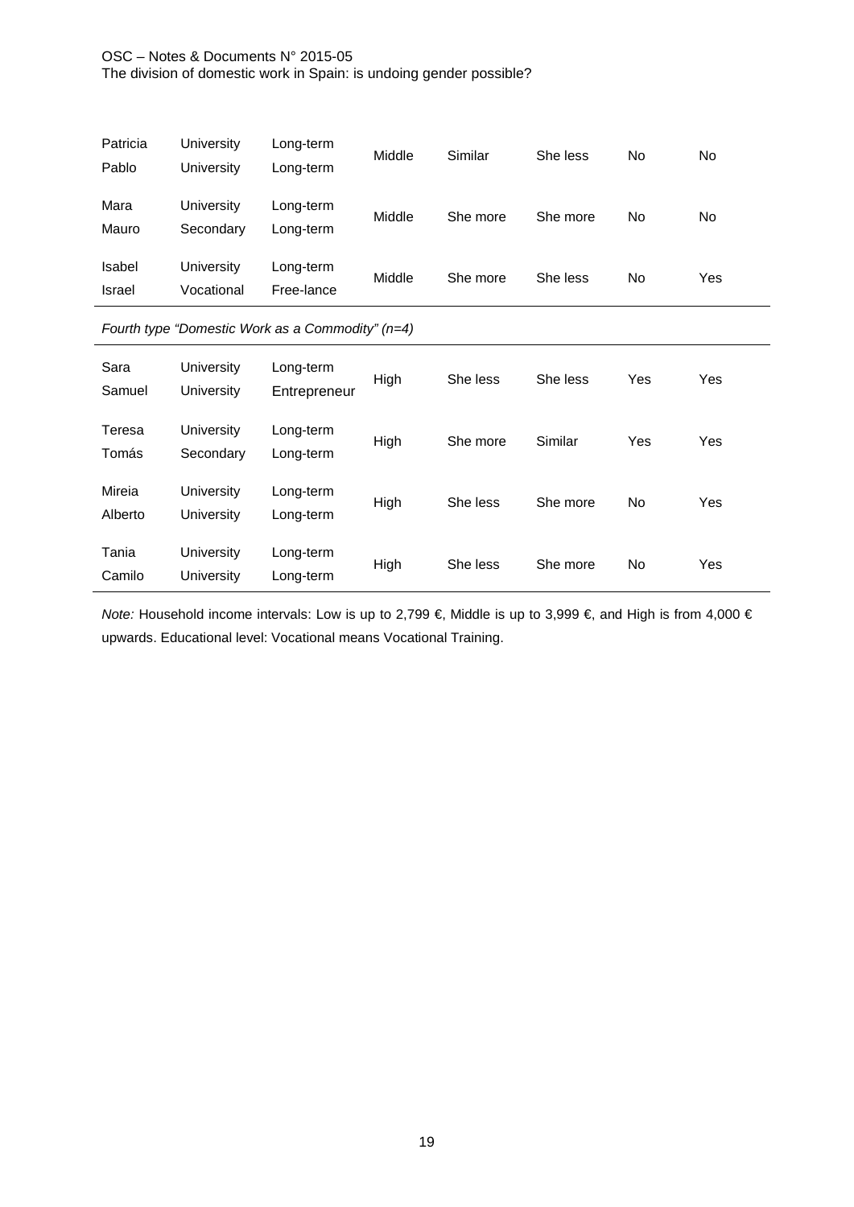| | | | | | | | |
|---|---|---|---|---|---|---|---|
| Patricia<br>Pablo | University<br>University | Long-term<br>Long-term | Middle | Similar | She less | No | No |
| Mara<br>Mauro | University<br>Secondary | Long-term<br>Long-term | Middle | She more | She more | No | No |
| Isabel<br>Israel | University<br>Vocational | Long-term<br>Free-lance | Middle | She more | She less | No | Yes |
| *Fourth type "Domestic Work as a Commodity" (n=4)* | | | | | | | |
| Sara<br>Samuel | University<br>University | Long-term<br>Entrepreneur | High | She less | She less | Yes | Yes |
| Teresa<br>Tomás | University<br>Secondary | Long-term<br>Long-term | High | She more | Similar | Yes | Yes |
| Mireia<br>Alberto | University<br>University | Long-term<br>Long-term | High | She less | She more | No | Yes |
| Tania<br>Camilo | University<br>University | Long-term<br>Long-term | High | She less | She more | No | Yes |

*Note:* Household income intervals: Low is up to 2,799 €, Middle is up to 3,999 €, and High is from 4,000 € upwards. Educational level: Vocational means Vocational Training.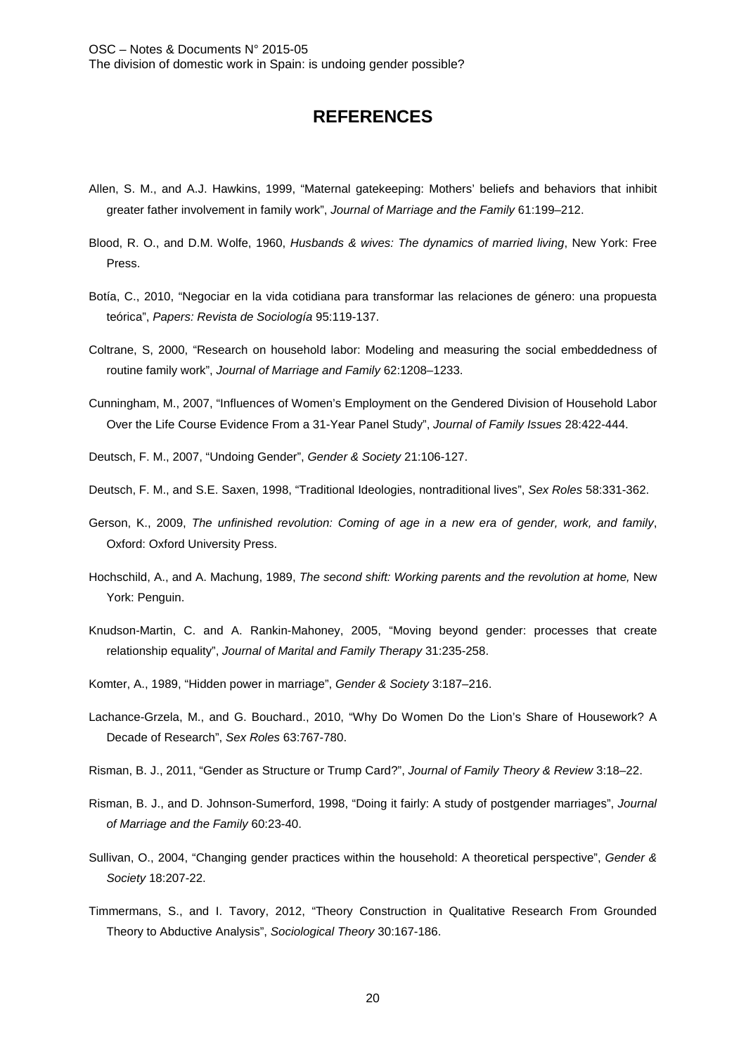## REFERENCES

Allen, S. M., and A.J. Hawkins, 1999, "Maternal gatekeeping: Mothers' beliefs and behaviors that inhibit greater father involvement in family work", *Journal of Marriage and the Family* 61:199–212.

Blood, R. O., and D.M. Wolfe, 1960, *Husbands & wives: The dynamics of married living*, New York: Free Press.

Botía, C., 2010, "Negociar en la vida cotidiana para transformar las relaciones de género: una propuesta teórica", *Papers: Revista de Sociología* 95:119-137.

Coltrane, S, 2000, "Research on household labor: Modeling and measuring the social embeddedness of routine family work", *Journal of Marriage and Family* 62:1208–1233.

Cunningham, M., 2007, "Influences of Women's Employment on the Gendered Division of Household Labor Over the Life Course Evidence From a 31-Year Panel Study", *Journal of Family Issues* 28:422-444.

Deutsch, F. M., 2007, "Undoing Gender", *Gender & Society* 21:106-127.

Deutsch, F. M., and S.E. Saxen, 1998, "Traditional Ideologies, nontraditional lives", *Sex Roles* 58:331-362.

Gerson, K., 2009, *The unfinished revolution: Coming of age in a new era of gender, work, and family*, Oxford: Oxford University Press.

Hochschild, A., and A. Machung, 1989, *The second shift: Working parents and the revolution at home,* New York: Penguin.

Knudson-Martin, C. and A. Rankin-Mahoney, 2005, "Moving beyond gender: processes that create relationship equality", *Journal of Marital and Family Therapy* 31:235-258.

Komter, A., 1989, "Hidden power in marriage", *Gender & Society* 3:187–216.

Lachance-Grzela, M., and G. Bouchard., 2010, "Why Do Women Do the Lion's Share of Housework? A Decade of Research", *Sex Roles* 63:767-780.

Risman, B. J., 2011, "Gender as Structure or Trump Card?", *Journal of Family Theory & Review* 3:18–22.

Risman, B. J., and D. Johnson-Sumerford, 1998, "Doing it fairly: A study of postgender marriages", *Journal of Marriage and the Family* 60:23-40.

Sullivan, O., 2004, "Changing gender practices within the household: A theoretical perspective", *Gender & Society* 18:207-22.

Timmermans, S., and I. Tavory, 2012, "Theory Construction in Qualitative Research From Grounded Theory to Abductive Analysis", *Sociological Theory* 30:167-186.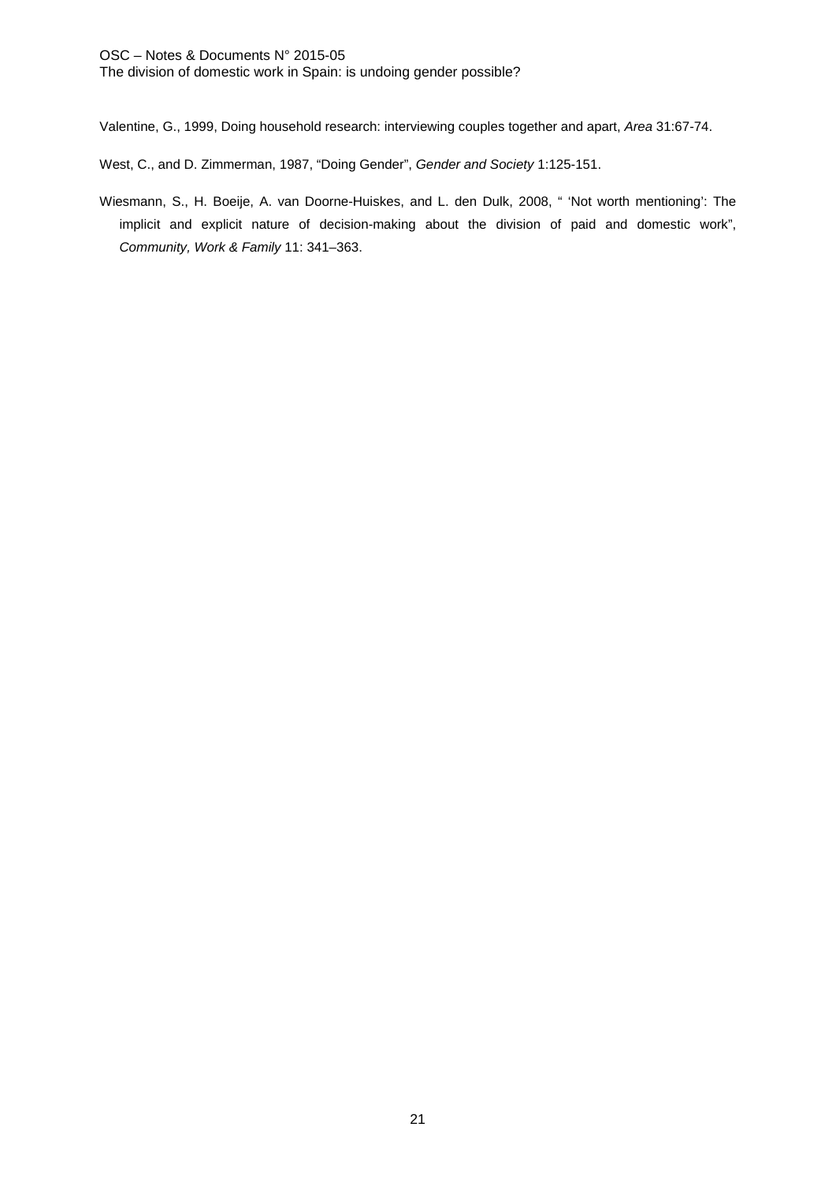Valentine, G., 1999, Doing household research: interviewing couples together and apart, *Area* 31:67-74.

West, C., and D. Zimmerman, 1987, "Doing Gender", *Gender and Society* 1:125-151.

Wiesmann, S., H. Boeije, A. van Doorne-Huiskes, and L. den Dulk, 2008, " 'Not worth mentioning': The implicit and explicit nature of decision-making about the division of paid and domestic work", *Community, Work & Family* 11: 341–363.